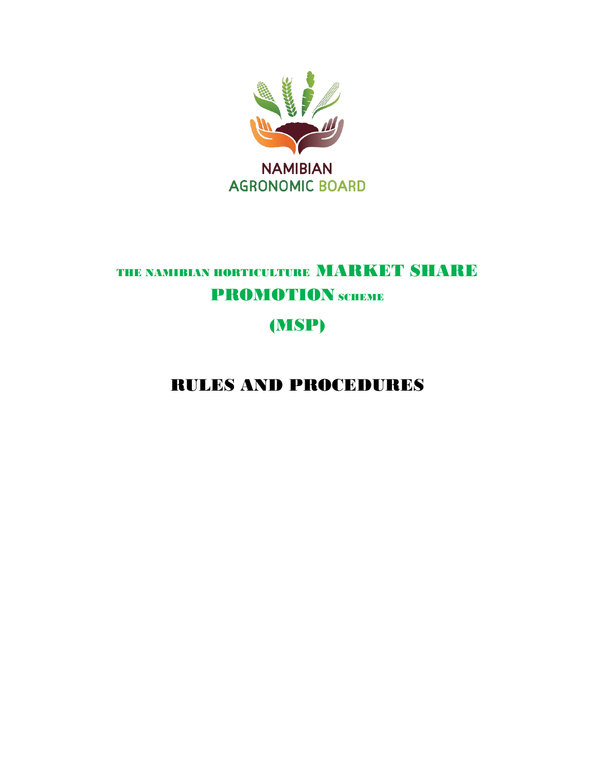NAMIBIAN AGRONOMIC BOARD

# THE NAMIBIAN HORTICULTURE MARKET SHARE PROMOTION SCHEME

# (MSP)

# RULES AND PROCEDURES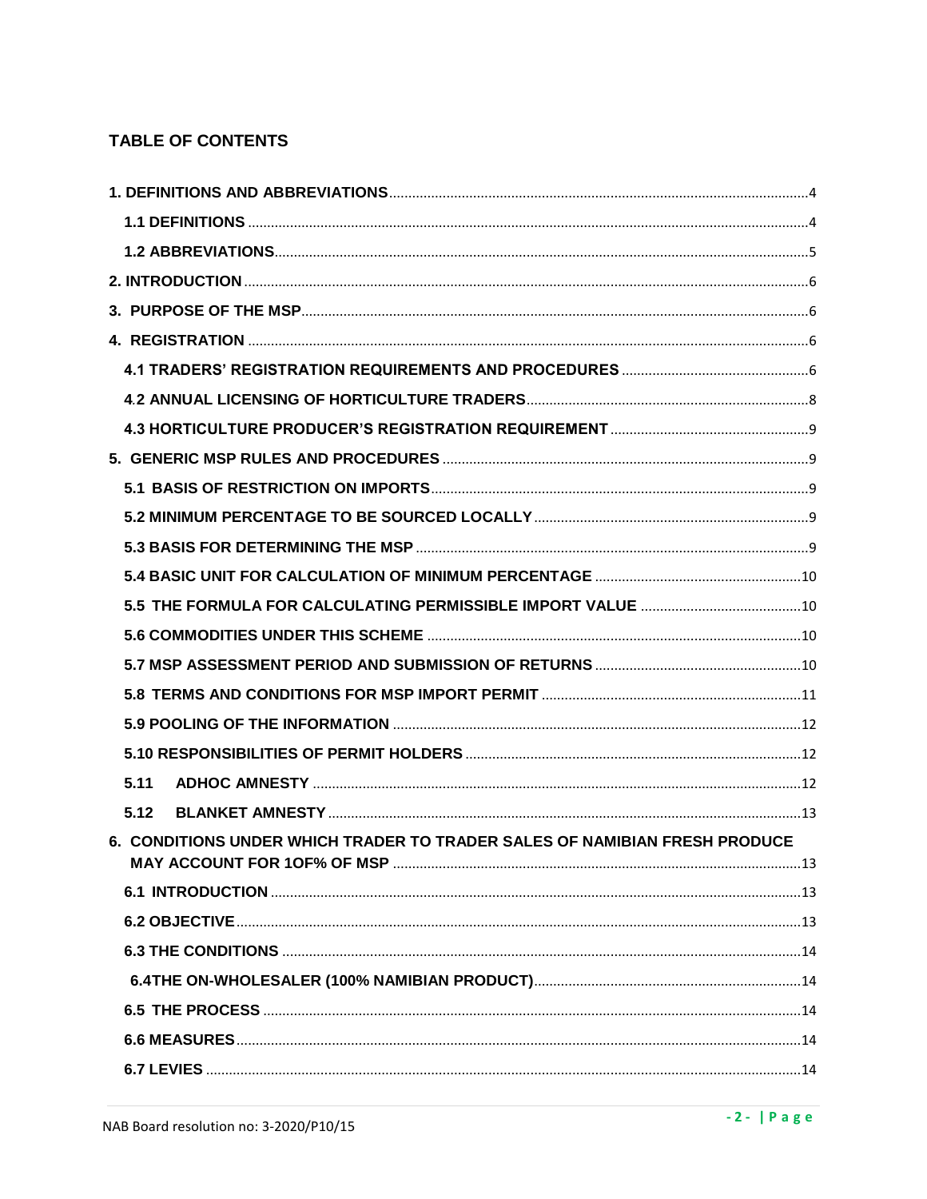## TABLE OF CONTENTS

1. DEFINITIONS AND ABBREVIATIONS ....................................................................................................4

 1.1 DEFINITIONS ....................................................................................................4

 1.2 ABBREVIATIONS....................................................................................................5

2. INTRODUCTION ....................................................................................................6

3. PURPOSE OF THE MSP....................................................................................................6

4. REGISTRATION ....................................................................................................6

 4.1 TRADERS' REGISTRATION REQUIREMENTS AND PROCEDURES ..........................................6

 4.2 ANNUAL LICENSING OF HORTICULTURE TRADERS..........................................................8

 4.3 HORTICULTURE PRODUCER'S REGISTRATION REQUIREMENT ...........................................9

5. GENERIC MSP RULES AND PROCEDURES ....................................................................................................9

 5.1 BASIS OF RESTRICTION ON IMPORTS....................................................................................................9

 5.2 MINIMUM PERCENTAGE TO BE SOURCED LOCALLY ..........................................................9

 5.3 BASIS FOR DETERMINING THE MSP ....................................................................................................9

 5.4 BASIC UNIT FOR CALCULATION OF MINIMUM PERCENTAGE ..........................................10

 5.5 THE FORMULA FOR CALCULATING PERMISSIBLE IMPORT VALUE ..................................10

 5.6 COMMODITIES UNDER THIS SCHEME ....................................................................................................10

 5.7 MSP ASSESSMENT PERIOD AND SUBMISSION OF RETURNS ..........................................10

 5.8 TERMS AND CONDITIONS FOR MSP IMPORT PERMIT ..........................................................11

 5.9 POOLING OF THE INFORMATION ....................................................................................................12

 5.10 RESPONSIBILITIES OF PERMIT HOLDERS ....................................................................................................12

 5.11 ADHOC AMNESTY ....................................................................................................12

 5.12 BLANKET AMNESTY ....................................................................................................13

6. CONDITIONS UNDER WHICH TRADER TO TRADER SALES OF NAMIBIAN FRESH PRODUCE MAY ACCOUNT FOR 1OF% OF MSP ....................................................................................................13

 6.1 INTRODUCTION ....................................................................................................13

 6.2 OBJECTIVE....................................................................................................13

 6.3 THE CONDITIONS ....................................................................................................14

 6.4THE ON-WHOLESALER (100% NAMIBIAN PRODUCT)....................................................................................................14

 6.5 THE PROCESS ....................................................................................................14

 6.6 MEASURES....................................................................................................14

 6.7 LEVIES ....................................................................................................14

NAB Board resolution no: 3-2020/P10/15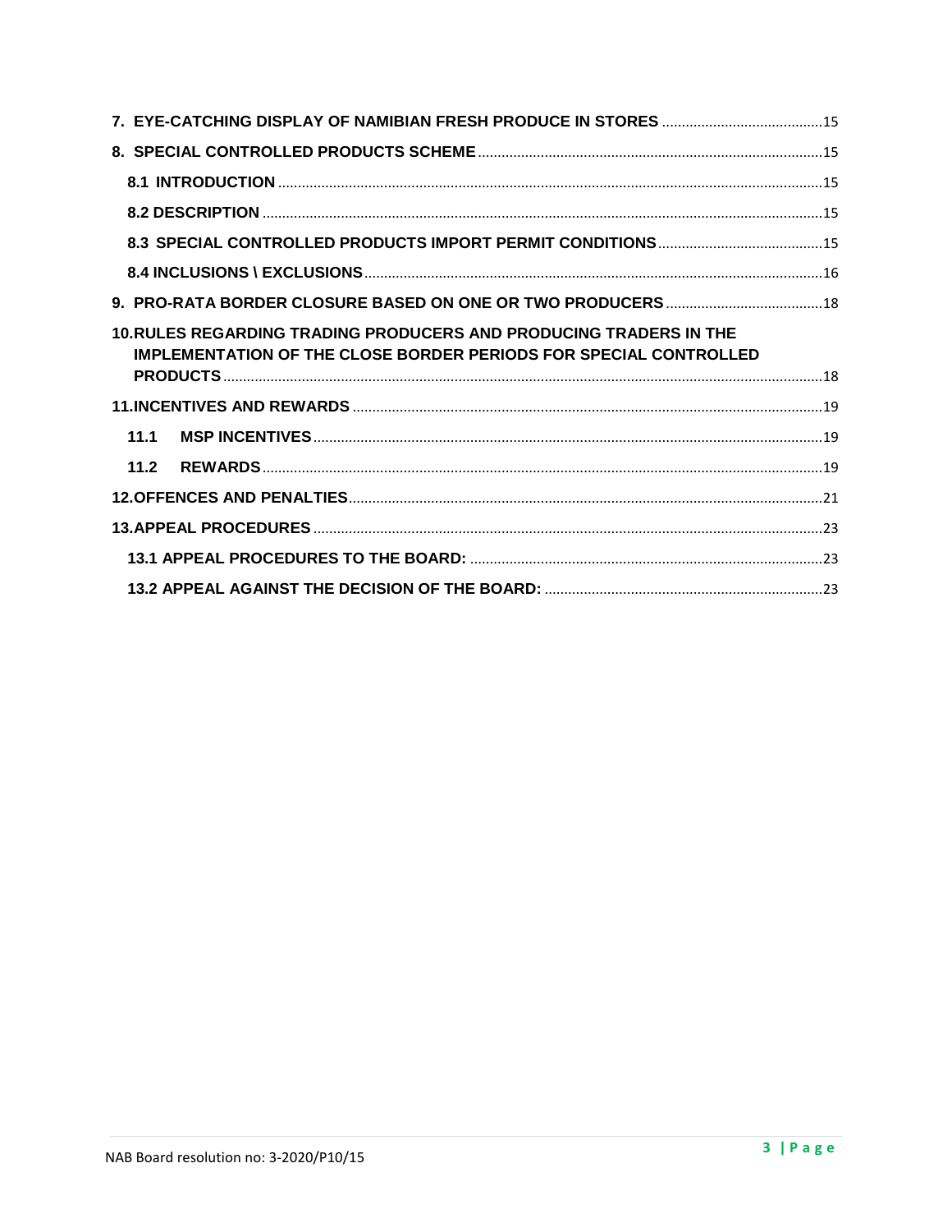**7. EYE-CATCHING DISPLAY OF NAMIBIAN FRESH PRODUCE IN STORES** ......................................... 15

**8. SPECIAL CONTROLLED PRODUCTS SCHEME** ........................................................................ 15

**8.1 INTRODUCTION** ........................................................................................................ 15

**8.2 DESCRIPTION** ........................................................................................................... 15

**8.3 SPECIAL CONTROLLED PRODUCTS IMPORT PERMIT CONDITIONS** ........................................ 15

**8.4 INCLUSIONS \ EXCLUSIONS** ........................................................................................ 16

**9. PRO-RATA BORDER CLOSURE BASED ON ONE OR TWO PRODUCERS** ........................................ 18

**10. RULES REGARDING TRADING PRODUCERS AND PRODUCING TRADERS IN THE IMPLEMENTATION OF THE CLOSE BORDER PERIODS FOR SPECIAL CONTROLLED PRODUCTS** ........................................................................................................ 18

**11. INCENTIVES AND REWARDS** ........................................................................................ 19

**11.1 MSP INCENTIVES** ..................................................................................................... 19

**11.2 REWARDS** ................................................................................................................. 19

**12. OFFENCES AND PENALTIES** ........................................................................................ 21

**13. APPEAL PROCEDURES** ................................................................................................. 23

**13.1 APPEAL PROCEDURES TO THE BOARD:** ........................................................................ 23

**13.2 APPEAL AGAINST THE DECISION OF THE BOARD:** ........................................................ 23

NAB Board resolution no: 3-2020/P10/15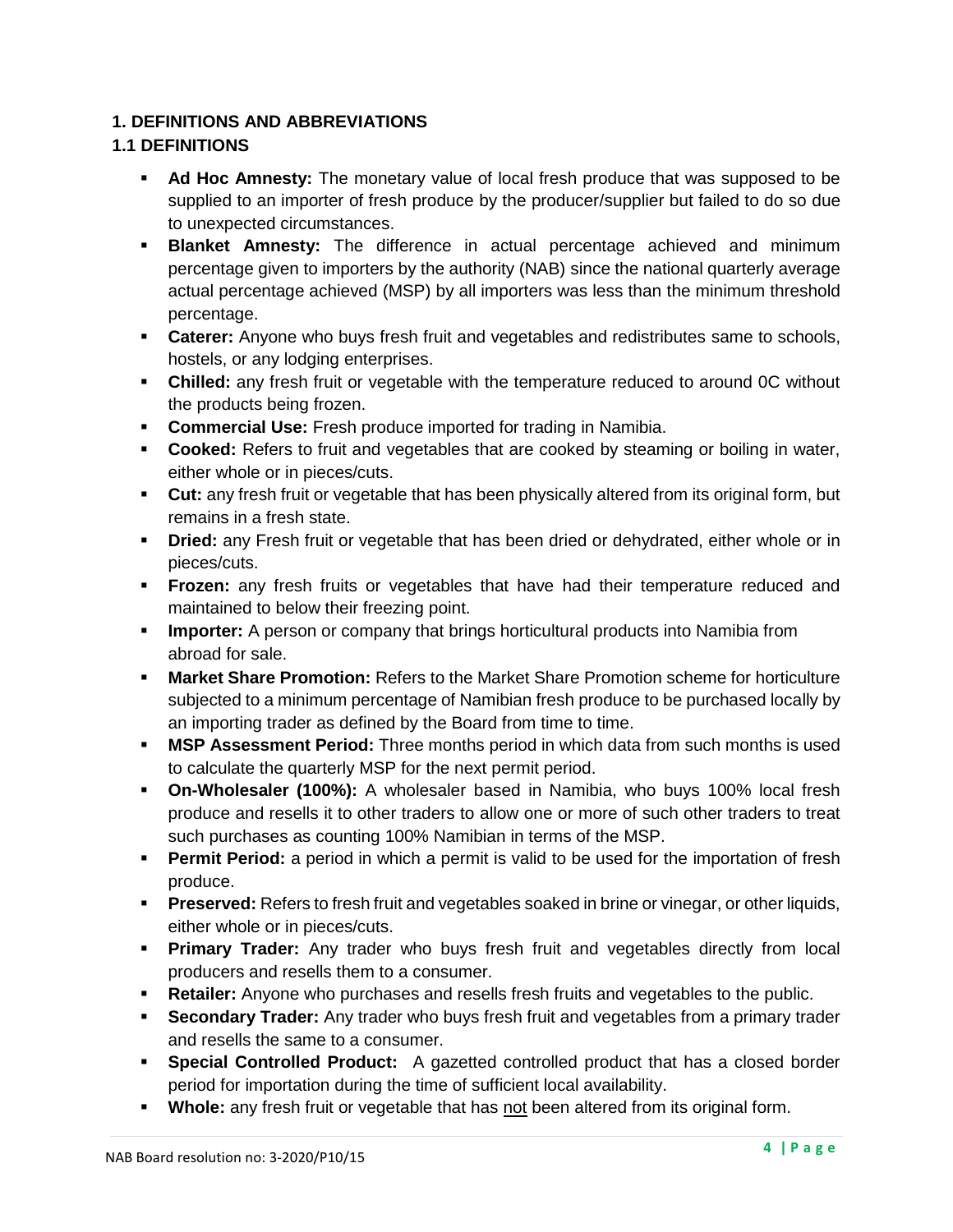## 1. DEFINITIONS AND ABBREVIATIONS

### 1.1 DEFINITIONS

- **Ad Hoc Amnesty:** The monetary value of local fresh produce that was supposed to be supplied to an importer of fresh produce by the producer/supplier but failed to do so due to unexpected circumstances.
- **Blanket Amnesty:** The difference in actual percentage achieved and minimum percentage given to importers by the authority (NAB) since the national quarterly average actual percentage achieved (MSP) by all importers was less than the minimum threshold percentage.
- **Caterer:** Anyone who buys fresh fruit and vegetables and redistributes same to schools, hostels, or any lodging enterprises.
- **Chilled:** any fresh fruit or vegetable with the temperature reduced to around 0C without the products being frozen.
- **Commercial Use:** Fresh produce imported for trading in Namibia.
- **Cooked:** Refers to fruit and vegetables that are cooked by steaming or boiling in water, either whole or in pieces/cuts.
- **Cut:** any fresh fruit or vegetable that has been physically altered from its original form, but remains in a fresh state.
- **Dried:** any Fresh fruit or vegetable that has been dried or dehydrated, either whole or in pieces/cuts.
- **Frozen:** any fresh fruits or vegetables that have had their temperature reduced and maintained to below their freezing point.
- **Importer:** A person or company that brings horticultural products into Namibia from abroad for sale.
- **Market Share Promotion:** Refers to the Market Share Promotion scheme for horticulture subjected to a minimum percentage of Namibian fresh produce to be purchased locally by an importing trader as defined by the Board from time to time.
- **MSP Assessment Period:** Three months period in which data from such months is used to calculate the quarterly MSP for the next permit period.
- **On-Wholesaler (100%):** A wholesaler based in Namibia, who buys 100% local fresh produce and resells it to other traders to allow one or more of such other traders to treat such purchases as counting 100% Namibian in terms of the MSP.
- **Permit Period:** a period in which a permit is valid to be used for the importation of fresh produce.
- **Preserved:** Refers to fresh fruit and vegetables soaked in brine or vinegar, or other liquids, either whole or in pieces/cuts.
- **Primary Trader:** Any trader who buys fresh fruit and vegetables directly from local producers and resells them to a consumer.
- **Retailer:** Anyone who purchases and resells fresh fruits and vegetables to the public.
- **Secondary Trader:** Any trader who buys fresh fruit and vegetables from a primary trader and resells the same to a consumer.
- **Special Controlled Product:** A gazetted controlled product that has a closed border period for importation during the time of sufficient local availability.
- **Whole:** any fresh fruit or vegetable that has not been altered from its original form.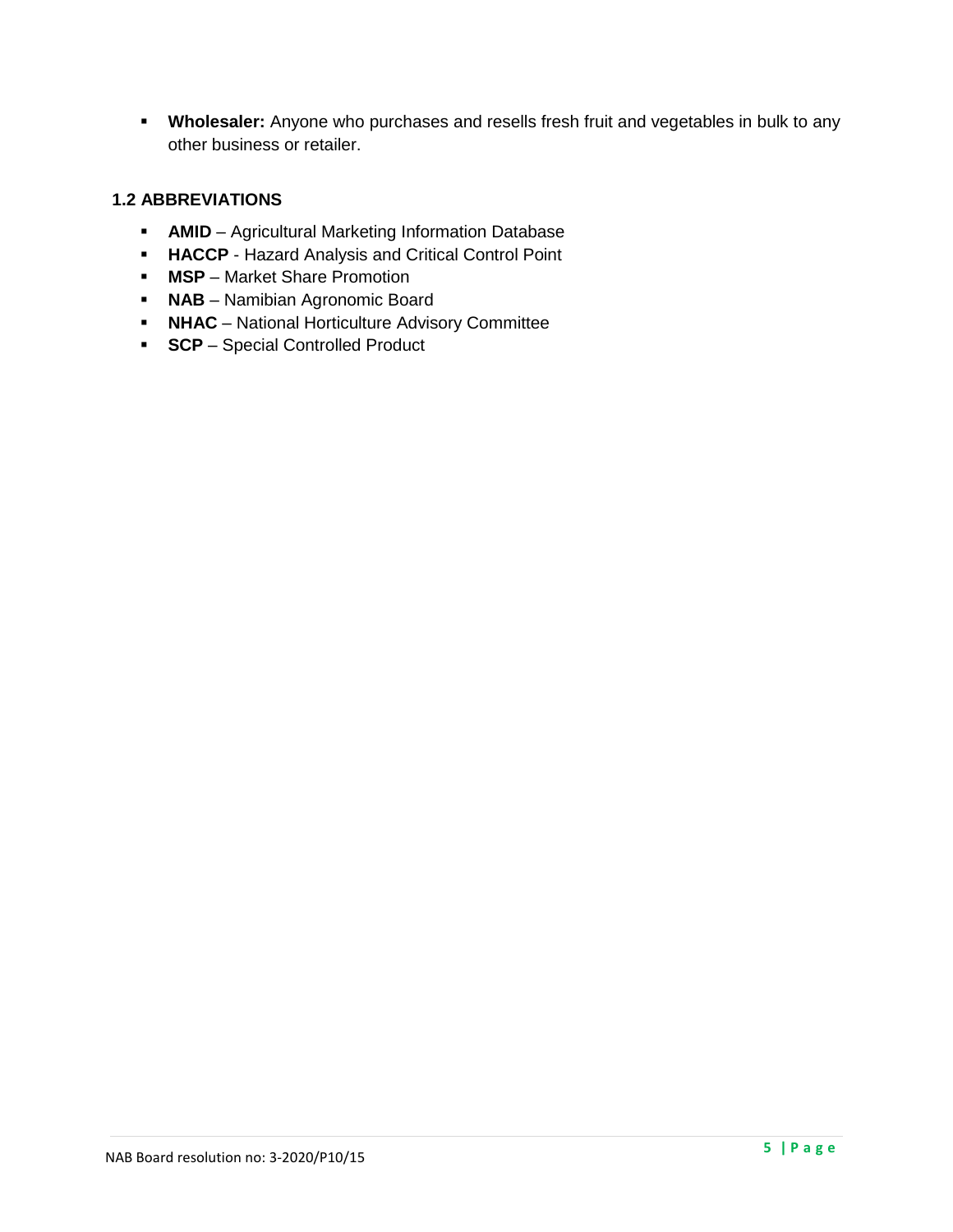- **Wholesaler:** Anyone who purchases and resells fresh fruit and vegetables in bulk to any other business or retailer.

### 1.2 ABBREVIATIONS

- **AMID** – Agricultural Marketing Information Database
- **HACCP** - Hazard Analysis and Critical Control Point
- **MSP** – Market Share Promotion
- **NAB** – Namibian Agronomic Board
- **NHAC** – National Horticulture Advisory Committee
- **SCP** – Special Controlled Product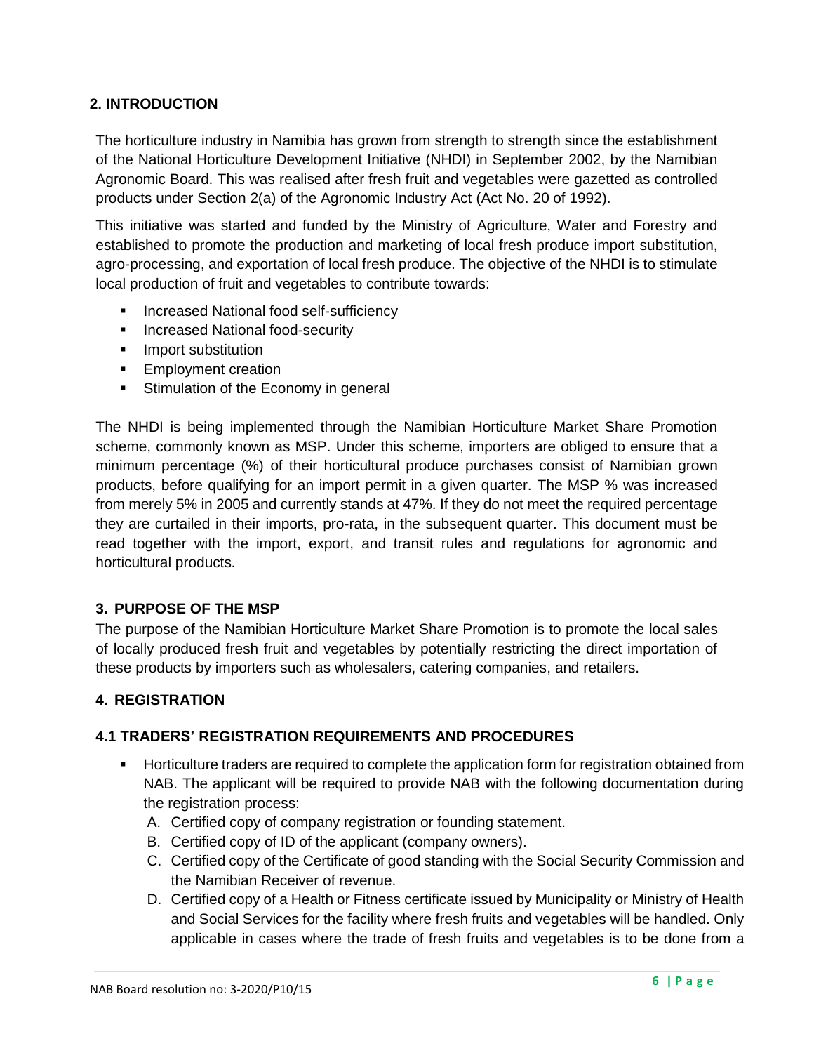## 2. INTRODUCTION

The horticulture industry in Namibia has grown from strength to strength since the establishment of the National Horticulture Development Initiative (NHDI) in September 2002, by the Namibian Agronomic Board. This was realised after fresh fruit and vegetables were gazetted as controlled products under Section 2(a) of the Agronomic Industry Act (Act No. 20 of 1992).

This initiative was started and funded by the Ministry of Agriculture, Water and Forestry and established to promote the production and marketing of local fresh produce import substitution, agro-processing, and exportation of local fresh produce. The objective of the NHDI is to stimulate local production of fruit and vegetables to contribute towards:

- Increased National food self-sufficiency
- Increased National food-security
- Import substitution
- Employment creation
- Stimulation of the Economy in general

The NHDI is being implemented through the Namibian Horticulture Market Share Promotion scheme, commonly known as MSP. Under this scheme, importers are obliged to ensure that a minimum percentage (%) of their horticultural produce purchases consist of Namibian grown products, before qualifying for an import permit in a given quarter. The MSP % was increased from merely 5% in 2005 and currently stands at 47%. If they do not meet the required percentage they are curtailed in their imports, pro-rata, in the subsequent quarter. This document must be read together with the import, export, and transit rules and regulations for agronomic and horticultural products.

## 3. PURPOSE OF THE MSP

The purpose of the Namibian Horticulture Market Share Promotion is to promote the local sales of locally produced fresh fruit and vegetables by potentially restricting the direct importation of these products by importers such as wholesalers, catering companies, and retailers.

## 4. REGISTRATION

### 4.1 TRADERS' REGISTRATION REQUIREMENTS AND PROCEDURES

- Horticulture traders are required to complete the application form for registration obtained from NAB. The applicant will be required to provide NAB with the following documentation during the registration process:
  A. Certified copy of company registration or founding statement.
  B. Certified copy of ID of the applicant (company owners).
  C. Certified copy of the Certificate of good standing with the Social Security Commission and the Namibian Receiver of revenue.
  D. Certified copy of a Health or Fitness certificate issued by Municipality or Ministry of Health and Social Services for the facility where fresh fruits and vegetables will be handled. Only applicable in cases where the trade of fresh fruits and vegetables is to be done from a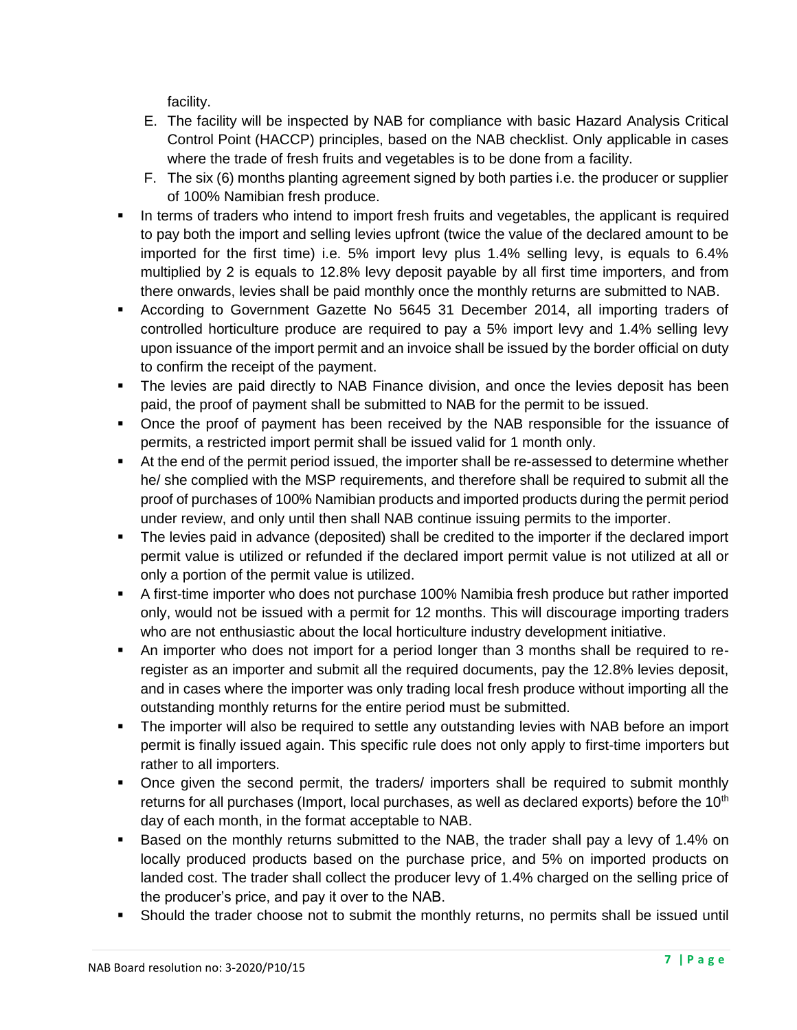facility.

E. The facility will be inspected by NAB for compliance with basic Hazard Analysis Critical Control Point (HACCP) principles, based on the NAB checklist. Only applicable in cases where the trade of fresh fruits and vegetables is to be done from a facility.

F. The six (6) months planting agreement signed by both parties i.e. the producer or supplier of 100% Namibian fresh produce.

- In terms of traders who intend to import fresh fruits and vegetables, the applicant is required to pay both the import and selling levies upfront (twice the value of the declared amount to be imported for the first time) i.e. 5% import levy plus 1.4% selling levy, is equals to 6.4% multiplied by 2 is equals to 12.8% levy deposit payable by all first time importers, and from there onwards, levies shall be paid monthly once the monthly returns are submitted to NAB.
- According to Government Gazette No 5645 31 December 2014, all importing traders of controlled horticulture produce are required to pay a 5% import levy and 1.4% selling levy upon issuance of the import permit and an invoice shall be issued by the border official on duty to confirm the receipt of the payment.
- The levies are paid directly to NAB Finance division, and once the levies deposit has been paid, the proof of payment shall be submitted to NAB for the permit to be issued.
- Once the proof of payment has been received by the NAB responsible for the issuance of permits, a restricted import permit shall be issued valid for 1 month only.
- At the end of the permit period issued, the importer shall be re-assessed to determine whether he/ she complied with the MSP requirements, and therefore shall be required to submit all the proof of purchases of 100% Namibian products and imported products during the permit period under review, and only until then shall NAB continue issuing permits to the importer.
- The levies paid in advance (deposited) shall be credited to the importer if the declared import permit value is utilized or refunded if the declared import permit value is not utilized at all or only a portion of the permit value is utilized.
- A first-time importer who does not purchase 100% Namibia fresh produce but rather imported only, would not be issued with a permit for 12 months. This will discourage importing traders who are not enthusiastic about the local horticulture industry development initiative.
- An importer who does not import for a period longer than 3 months shall be required to re-register as an importer and submit all the required documents, pay the 12.8% levies deposit, and in cases where the importer was only trading local fresh produce without importing all the outstanding monthly returns for the entire period must be submitted.
- The importer will also be required to settle any outstanding levies with NAB before an import permit is finally issued again. This specific rule does not only apply to first-time importers but rather to all importers.
- Once given the second permit, the traders/ importers shall be required to submit monthly returns for all purchases (Import, local purchases, as well as declared exports) before the 10th day of each month, in the format acceptable to NAB.
- Based on the monthly returns submitted to the NAB, the trader shall pay a levy of 1.4% on locally produced products based on the purchase price, and 5% on imported products on landed cost. The trader shall collect the producer levy of 1.4% charged on the selling price of the producer's price, and pay it over to the NAB.
- Should the trader choose not to submit the monthly returns, no permits shall be issued until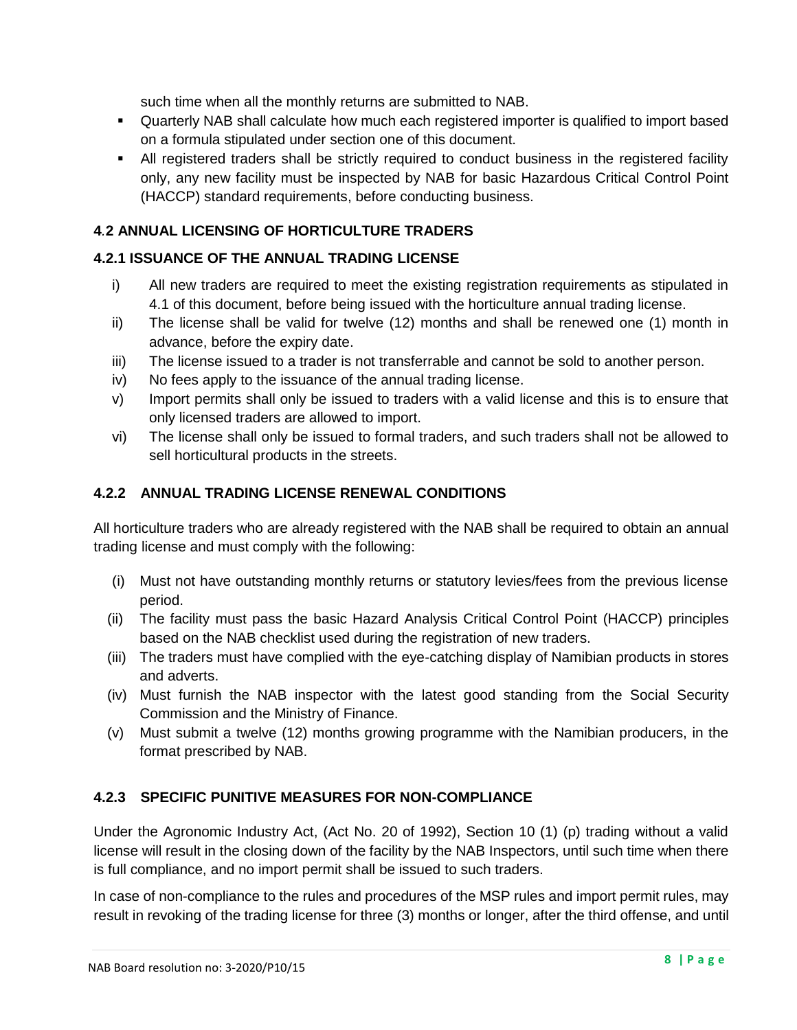such time when all the monthly returns are submitted to NAB.

- Quarterly NAB shall calculate how much each registered importer is qualified to import based on a formula stipulated under section one of this document.
- All registered traders shall be strictly required to conduct business in the registered facility only, any new facility must be inspected by NAB for basic Hazardous Critical Control Point (HACCP) standard requirements, before conducting business.

### 4.2 ANNUAL LICENSING OF HORTICULTURE TRADERS

#### 4.2.1 ISSUANCE OF THE ANNUAL TRADING LICENSE

i) All new traders are required to meet the existing registration requirements as stipulated in 4.1 of this document, before being issued with the horticulture annual trading license.

ii) The license shall be valid for twelve (12) months and shall be renewed one (1) month in advance, before the expiry date.

iii) The license issued to a trader is not transferrable and cannot be sold to another person.

iv) No fees apply to the issuance of the annual trading license.

v) Import permits shall only be issued to traders with a valid license and this is to ensure that only licensed traders are allowed to import.

vi) The license shall only be issued to formal traders, and such traders shall not be allowed to sell horticultural products in the streets.

#### 4.2.2 ANNUAL TRADING LICENSE RENEWAL CONDITIONS

All horticulture traders who are already registered with the NAB shall be required to obtain an annual trading license and must comply with the following:

(i) Must not have outstanding monthly returns or statutory levies/fees from the previous license period.

(ii) The facility must pass the basic Hazard Analysis Critical Control Point (HACCP) principles based on the NAB checklist used during the registration of new traders.

(iii) The traders must have complied with the eye-catching display of Namibian products in stores and adverts.

(iv) Must furnish the NAB inspector with the latest good standing from the Social Security Commission and the Ministry of Finance.

(v) Must submit a twelve (12) months growing programme with the Namibian producers, in the format prescribed by NAB.

#### 4.2.3 SPECIFIC PUNITIVE MEASURES FOR NON-COMPLIANCE

Under the Agronomic Industry Act, (Act No. 20 of 1992), Section 10 (1) (p) trading without a valid license will result in the closing down of the facility by the NAB Inspectors, until such time when there is full compliance, and no import permit shall be issued to such traders.

In case of non-compliance to the rules and procedures of the MSP rules and import permit rules, may result in revoking of the trading license for three (3) months or longer, after the third offense, and until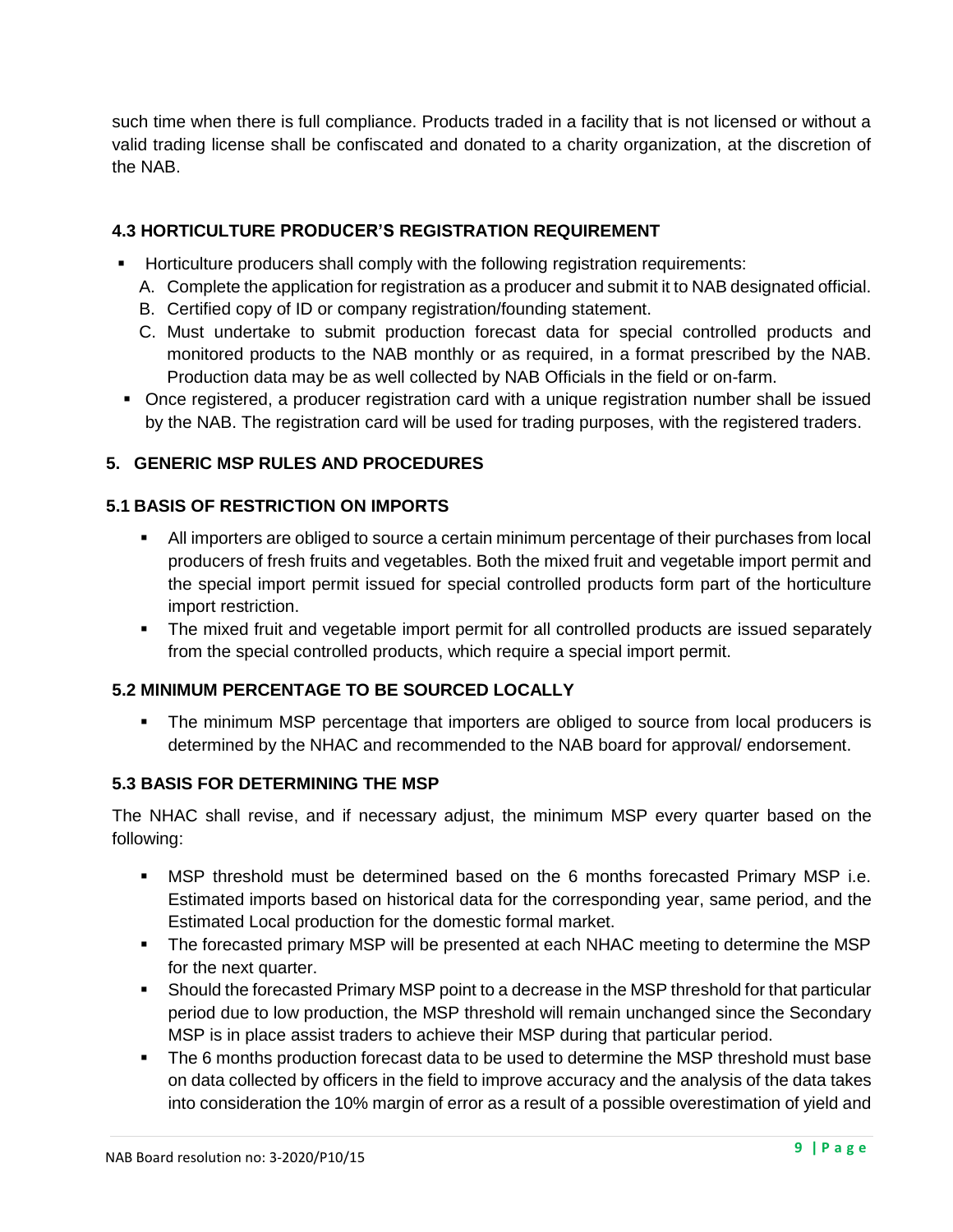such time when there is full compliance. Products traded in a facility that is not licensed or without a valid trading license shall be confiscated and donated to a charity organization, at the discretion of the NAB.

### 4.3 HORTICULTURE PRODUCER'S REGISTRATION REQUIREMENT

- Horticulture producers shall comply with the following registration requirements:
  - A. Complete the application for registration as a producer and submit it to NAB designated official.
  - B. Certified copy of ID or company registration/founding statement.
  - C. Must undertake to submit production forecast data for special controlled products and monitored products to the NAB monthly or as required, in a format prescribed by the NAB. Production data may be as well collected by NAB Officials in the field or on-farm.
- Once registered, a producer registration card with a unique registration number shall be issued by the NAB. The registration card will be used for trading purposes, with the registered traders.

## 5. GENERIC MSP RULES AND PROCEDURES

### 5.1 BASIS OF RESTRICTION ON IMPORTS

- All importers are obliged to source a certain minimum percentage of their purchases from local producers of fresh fruits and vegetables. Both the mixed fruit and vegetable import permit and the special import permit issued for special controlled products form part of the horticulture import restriction.
- The mixed fruit and vegetable import permit for all controlled products are issued separately from the special controlled products, which require a special import permit.

### 5.2 MINIMUM PERCENTAGE TO BE SOURCED LOCALLY

- The minimum MSP percentage that importers are obliged to source from local producers is determined by the NHAC and recommended to the NAB board for approval/ endorsement.

### 5.3 BASIS FOR DETERMINING THE MSP

The NHAC shall revise, and if necessary adjust, the minimum MSP every quarter based on the following:

- MSP threshold must be determined based on the 6 months forecasted Primary MSP i.e. Estimated imports based on historical data for the corresponding year, same period, and the Estimated Local production for the domestic formal market.
- The forecasted primary MSP will be presented at each NHAC meeting to determine the MSP for the next quarter.
- Should the forecasted Primary MSP point to a decrease in the MSP threshold for that particular period due to low production, the MSP threshold will remain unchanged since the Secondary MSP is in place assist traders to achieve their MSP during that particular period.
- The 6 months production forecast data to be used to determine the MSP threshold must base on data collected by officers in the field to improve accuracy and the analysis of the data takes into consideration the 10% margin of error as a result of a possible overestimation of yield and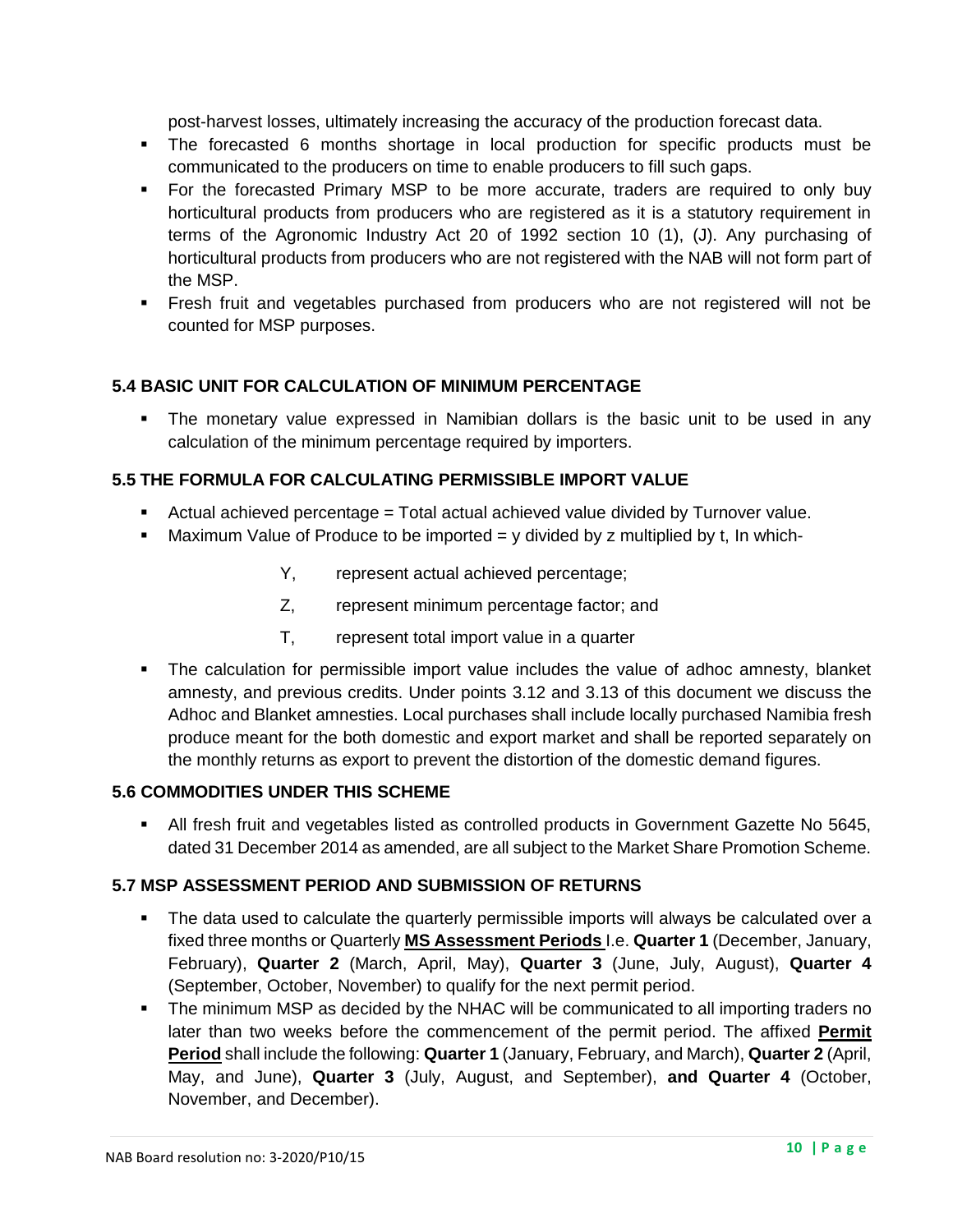post-harvest losses, ultimately increasing the accuracy of the production forecast data.

- The forecasted 6 months shortage in local production for specific products must be communicated to the producers on time to enable producers to fill such gaps.
- For the forecasted Primary MSP to be more accurate, traders are required to only buy horticultural products from producers who are registered as it is a statutory requirement in terms of the Agronomic Industry Act 20 of 1992 section 10 (1), (J). Any purchasing of horticultural products from producers who are not registered with the NAB will not form part of the MSP.
- Fresh fruit and vegetables purchased from producers who are not registered will not be counted for MSP purposes.

### 5.4 BASIC UNIT FOR CALCULATION OF MINIMUM PERCENTAGE

- The monetary value expressed in Namibian dollars is the basic unit to be used in any calculation of the minimum percentage required by importers.

### 5.5 THE FORMULA FOR CALCULATING PERMISSIBLE IMPORT VALUE

- Actual achieved percentage = Total actual achieved value divided by Turnover value.
- Maximum Value of Produce to be imported = y divided by z multiplied by t, In which-

  Y, represent actual achieved percentage;

  Z, represent minimum percentage factor; and

  T, represent total import value in a quarter

- The calculation for permissible import value includes the value of adhoc amnesty, blanket amnesty, and previous credits. Under points 3.12 and 3.13 of this document we discuss the Adhoc and Blanket amnesties. Local purchases shall include locally purchased Namibia fresh produce meant for the both domestic and export market and shall be reported separately on the monthly returns as export to prevent the distortion of the domestic demand figures.

### 5.6 COMMODITIES UNDER THIS SCHEME

- All fresh fruit and vegetables listed as controlled products in Government Gazette No 5645, dated 31 December 2014 as amended, are all subject to the Market Share Promotion Scheme.

### 5.7 MSP ASSESSMENT PERIOD AND SUBMISSION OF RETURNS

- The data used to calculate the quarterly permissible imports will always be calculated over a fixed three months or Quarterly **MS Assessment Periods** I.e. **Quarter 1** (December, January, February), **Quarter 2** (March, April, May), **Quarter 3** (June, July, August), **Quarter 4** (September, October, November) to qualify for the next permit period.
- The minimum MSP as decided by the NHAC will be communicated to all importing traders no later than two weeks before the commencement of the permit period. The affixed **Permit Period** shall include the following: **Quarter 1** (January, February, and March), **Quarter 2** (April, May, and June), **Quarter 3** (July, August, and September), **and Quarter 4** (October, November, and December).

NAB Board resolution no: 3-2020/P10/15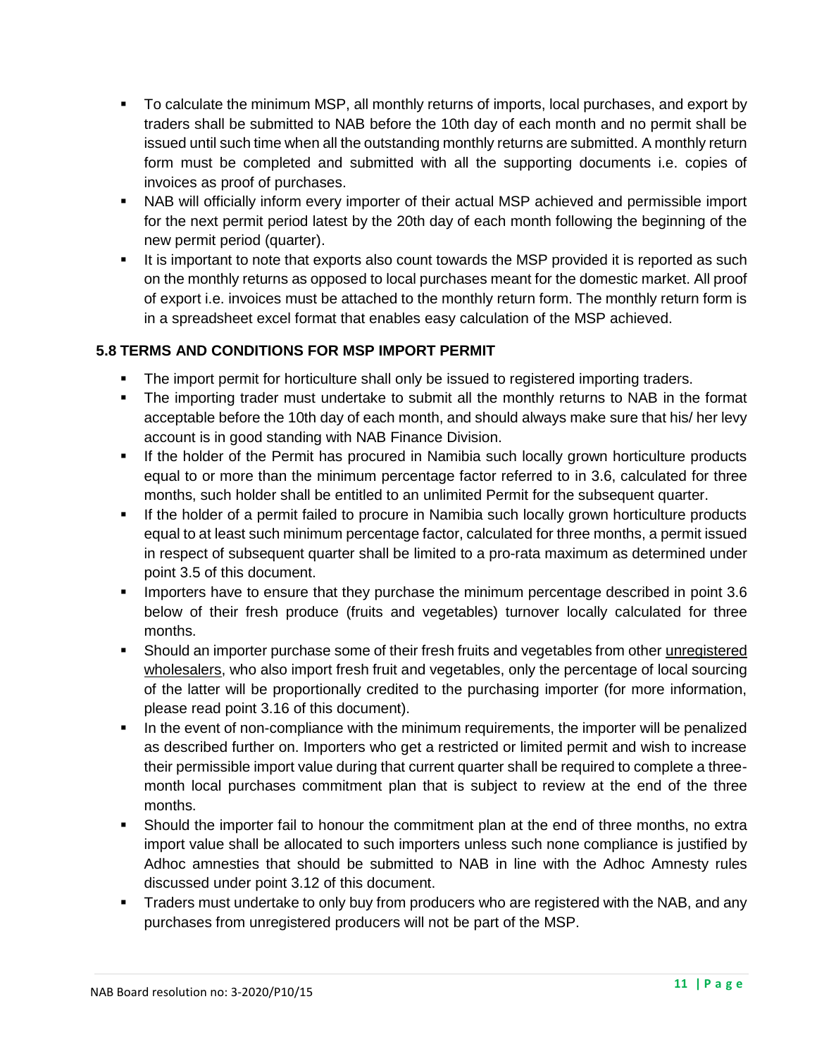- To calculate the minimum MSP, all monthly returns of imports, local purchases, and export by traders shall be submitted to NAB before the 10th day of each month and no permit shall be issued until such time when all the outstanding monthly returns are submitted. A monthly return form must be completed and submitted with all the supporting documents i.e. copies of invoices as proof of purchases.
- NAB will officially inform every importer of their actual MSP achieved and permissible import for the next permit period latest by the 20th day of each month following the beginning of the new permit period (quarter).
- It is important to note that exports also count towards the MSP provided it is reported as such on the monthly returns as opposed to local purchases meant for the domestic market. All proof of export i.e. invoices must be attached to the monthly return form. The monthly return form is in a spreadsheet excel format that enables easy calculation of the MSP achieved.

### 5.8 TERMS AND CONDITIONS FOR MSP IMPORT PERMIT

- The import permit for horticulture shall only be issued to registered importing traders.
- The importing trader must undertake to submit all the monthly returns to NAB in the format acceptable before the 10th day of each month, and should always make sure that his/ her levy account is in good standing with NAB Finance Division.
- If the holder of the Permit has procured in Namibia such locally grown horticulture products equal to or more than the minimum percentage factor referred to in 3.6, calculated for three months, such holder shall be entitled to an unlimited Permit for the subsequent quarter.
- If the holder of a permit failed to procure in Namibia such locally grown horticulture products equal to at least such minimum percentage factor, calculated for three months, a permit issued in respect of subsequent quarter shall be limited to a pro-rata maximum as determined under point 3.5 of this document.
- Importers have to ensure that they purchase the minimum percentage described in point 3.6 below of their fresh produce (fruits and vegetables) turnover locally calculated for three months.
- Should an importer purchase some of their fresh fruits and vegetables from other unregistered wholesalers, who also import fresh fruit and vegetables, only the percentage of local sourcing of the latter will be proportionally credited to the purchasing importer (for more information, please read point 3.16 of this document).
- In the event of non-compliance with the minimum requirements, the importer will be penalized as described further on. Importers who get a restricted or limited permit and wish to increase their permissible import value during that current quarter shall be required to complete a three-month local purchases commitment plan that is subject to review at the end of the three months.
- Should the importer fail to honour the commitment plan at the end of three months, no extra import value shall be allocated to such importers unless such none compliance is justified by Adhoc amnesties that should be submitted to NAB in line with the Adhoc Amnesty rules discussed under point 3.12 of this document.
- Traders must undertake to only buy from producers who are registered with the NAB, and any purchases from unregistered producers will not be part of the MSP.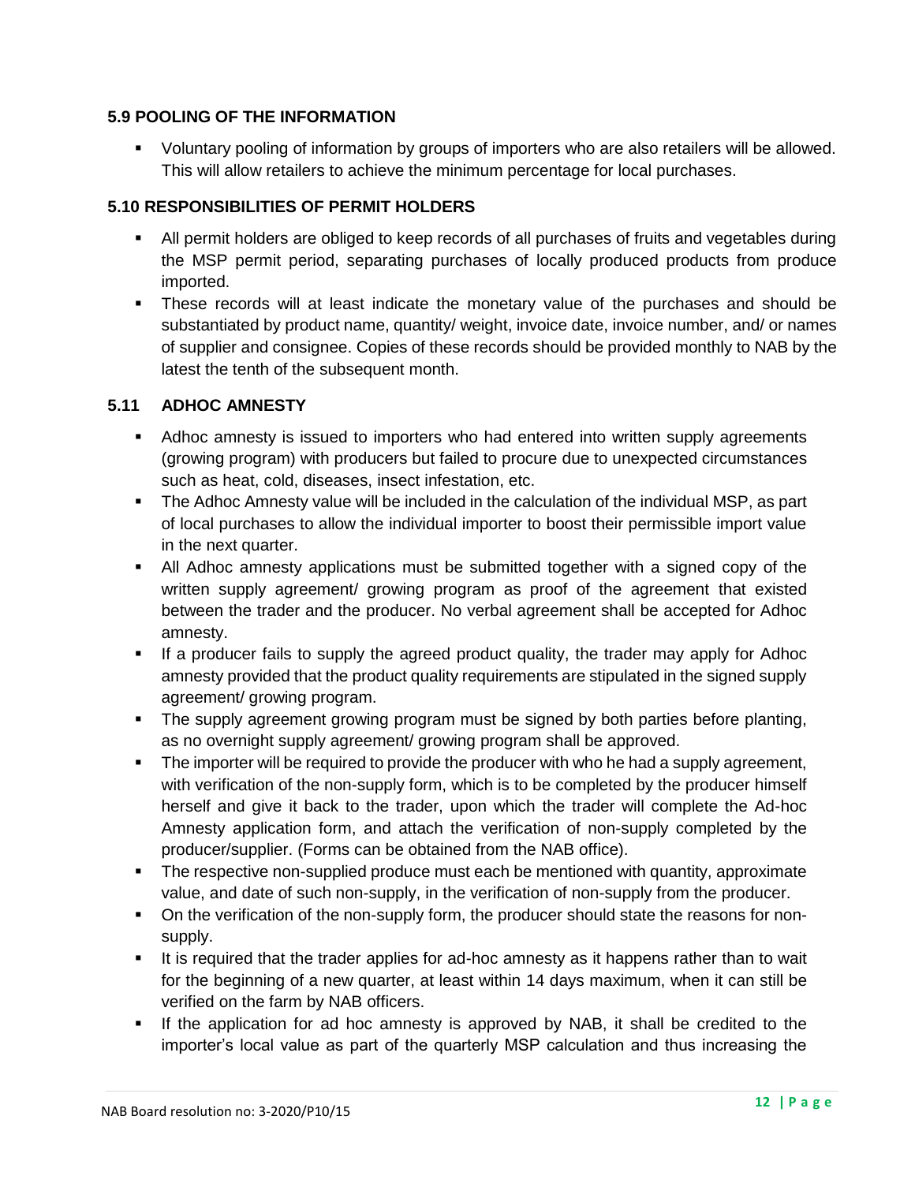### 5.9 POOLING OF THE INFORMATION

- Voluntary pooling of information by groups of importers who are also retailers will be allowed. This will allow retailers to achieve the minimum percentage for local purchases.

### 5.10 RESPONSIBILITIES OF PERMIT HOLDERS

- All permit holders are obliged to keep records of all purchases of fruits and vegetables during the MSP permit period, separating purchases of locally produced products from produce imported.
- These records will at least indicate the monetary value of the purchases and should be substantiated by product name, quantity/ weight, invoice date, invoice number, and/ or names of supplier and consignee. Copies of these records should be provided monthly to NAB by the latest the tenth of the subsequent month.

### 5.11 ADHOC AMNESTY

- Adhoc amnesty is issued to importers who had entered into written supply agreements (growing program) with producers but failed to procure due to unexpected circumstances such as heat, cold, diseases, insect infestation, etc.
- The Adhoc Amnesty value will be included in the calculation of the individual MSP, as part of local purchases to allow the individual importer to boost their permissible import value in the next quarter.
- All Adhoc amnesty applications must be submitted together with a signed copy of the written supply agreement/ growing program as proof of the agreement that existed between the trader and the producer. No verbal agreement shall be accepted for Adhoc amnesty.
- If a producer fails to supply the agreed product quality, the trader may apply for Adhoc amnesty provided that the product quality requirements are stipulated in the signed supply agreement/ growing program.
- The supply agreement growing program must be signed by both parties before planting, as no overnight supply agreement/ growing program shall be approved.
- The importer will be required to provide the producer with who he had a supply agreement, with verification of the non-supply form, which is to be completed by the producer himself herself and give it back to the trader, upon which the trader will complete the Ad-hoc Amnesty application form, and attach the verification of non-supply completed by the producer/supplier. (Forms can be obtained from the NAB office).
- The respective non-supplied produce must each be mentioned with quantity, approximate value, and date of such non-supply, in the verification of non-supply from the producer.
- On the verification of the non-supply form, the producer should state the reasons for non-supply.
- It is required that the trader applies for ad-hoc amnesty as it happens rather than to wait for the beginning of a new quarter, at least within 14 days maximum, when it can still be verified on the farm by NAB officers.
- If the application for ad hoc amnesty is approved by NAB, it shall be credited to the importer's local value as part of the quarterly MSP calculation and thus increasing the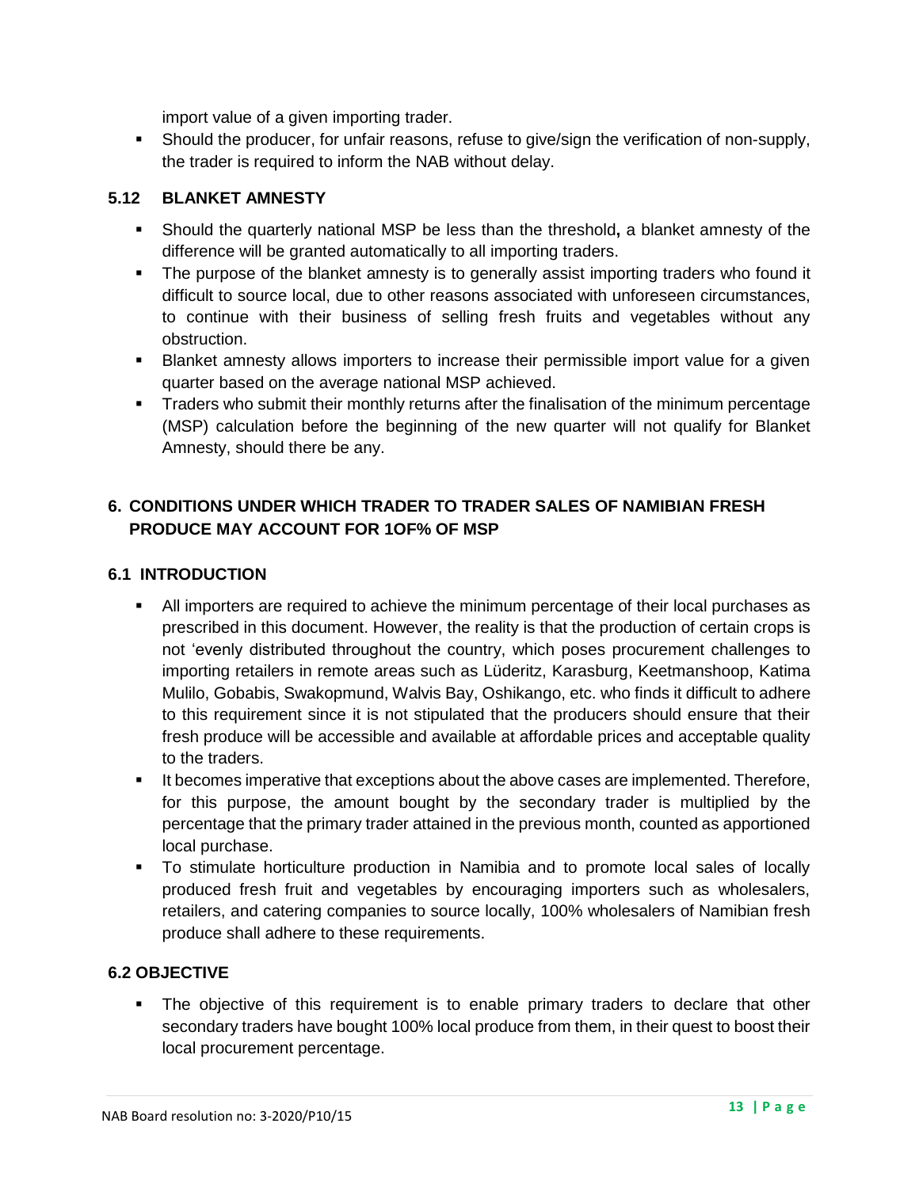import value of a given importing trader.

- Should the producer, for unfair reasons, refuse to give/sign the verification of non-supply, the trader is required to inform the NAB without delay.

### 5.12 BLANKET AMNESTY

- Should the quarterly national MSP be less than the threshold**,** a blanket amnesty of the difference will be granted automatically to all importing traders.
- The purpose of the blanket amnesty is to generally assist importing traders who found it difficult to source local, due to other reasons associated with unforeseen circumstances, to continue with their business of selling fresh fruits and vegetables without any obstruction.
- Blanket amnesty allows importers to increase their permissible import value for a given quarter based on the average national MSP achieved.
- Traders who submit their monthly returns after the finalisation of the minimum percentage (MSP) calculation before the beginning of the new quarter will not qualify for Blanket Amnesty, should there be any.

## 6. CONDITIONS UNDER WHICH TRADER TO TRADER SALES OF NAMIBIAN FRESH PRODUCE MAY ACCOUNT FOR 1OF% OF MSP

### 6.1 INTRODUCTION

- All importers are required to achieve the minimum percentage of their local purchases as prescribed in this document. However, the reality is that the production of certain crops is not 'evenly distributed throughout the country, which poses procurement challenges to importing retailers in remote areas such as Lüderitz, Karasburg, Keetmanshoop, Katima Mulilo, Gobabis, Swakopmund, Walvis Bay, Oshikango, etc. who finds it difficult to adhere to this requirement since it is not stipulated that the producers should ensure that their fresh produce will be accessible and available at affordable prices and acceptable quality to the traders.
- It becomes imperative that exceptions about the above cases are implemented. Therefore, for this purpose, the amount bought by the secondary trader is multiplied by the percentage that the primary trader attained in the previous month, counted as apportioned local purchase.
- To stimulate horticulture production in Namibia and to promote local sales of locally produced fresh fruit and vegetables by encouraging importers such as wholesalers, retailers, and catering companies to source locally, 100% wholesalers of Namibian fresh produce shall adhere to these requirements.

### 6.2 OBJECTIVE

- The objective of this requirement is to enable primary traders to declare that other secondary traders have bought 100% local produce from them, in their quest to boost their local procurement percentage.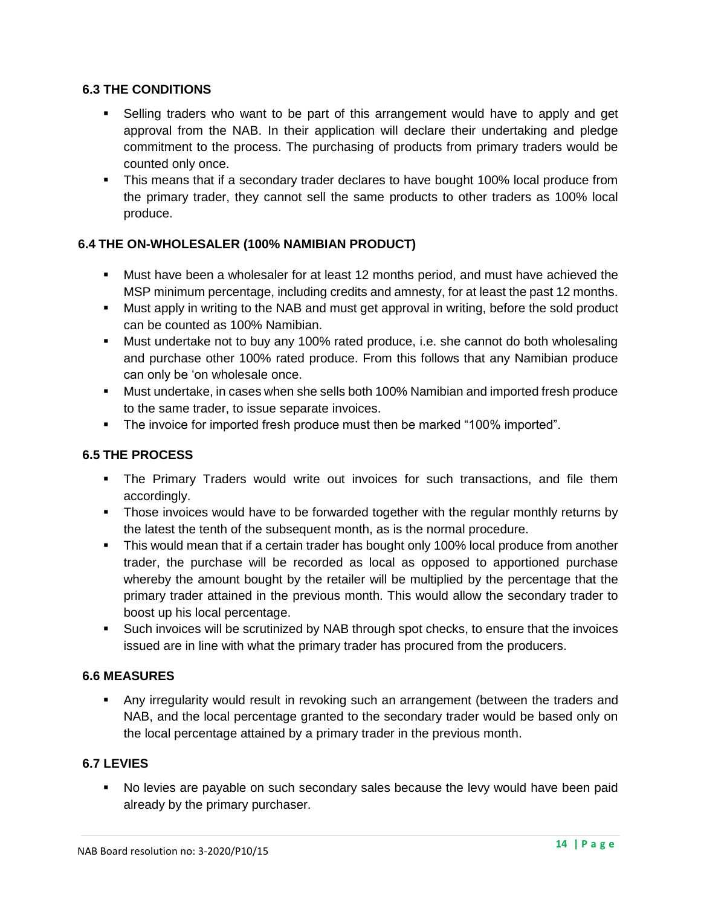### 6.3 THE CONDITIONS

- Selling traders who want to be part of this arrangement would have to apply and get approval from the NAB. In their application will declare their undertaking and pledge commitment to the process. The purchasing of products from primary traders would be counted only once.
- This means that if a secondary trader declares to have bought 100% local produce from the primary trader, they cannot sell the same products to other traders as 100% local produce.

### 6.4 THE ON-WHOLESALER (100% NAMIBIAN PRODUCT)

- Must have been a wholesaler for at least 12 months period, and must have achieved the MSP minimum percentage, including credits and amnesty, for at least the past 12 months.
- Must apply in writing to the NAB and must get approval in writing, before the sold product can be counted as 100% Namibian.
- Must undertake not to buy any 100% rated produce, i.e. she cannot do both wholesaling and purchase other 100% rated produce. From this follows that any Namibian produce can only be 'on wholesale once.
- Must undertake, in cases when she sells both 100% Namibian and imported fresh produce to the same trader, to issue separate invoices.
- The invoice for imported fresh produce must then be marked "100% imported".

### 6.5 THE PROCESS

- The Primary Traders would write out invoices for such transactions, and file them accordingly.
- Those invoices would have to be forwarded together with the regular monthly returns by the latest the tenth of the subsequent month, as is the normal procedure.
- This would mean that if a certain trader has bought only 100% local produce from another trader, the purchase will be recorded as local as opposed to apportioned purchase whereby the amount bought by the retailer will be multiplied by the percentage that the primary trader attained in the previous month. This would allow the secondary trader to boost up his local percentage.
- Such invoices will be scrutinized by NAB through spot checks, to ensure that the invoices issued are in line with what the primary trader has procured from the producers.

### 6.6 MEASURES

- Any irregularity would result in revoking such an arrangement (between the traders and NAB, and the local percentage granted to the secondary trader would be based only on the local percentage attained by a primary trader in the previous month.

### 6.7 LEVIES

- No levies are payable on such secondary sales because the levy would have been paid already by the primary purchaser.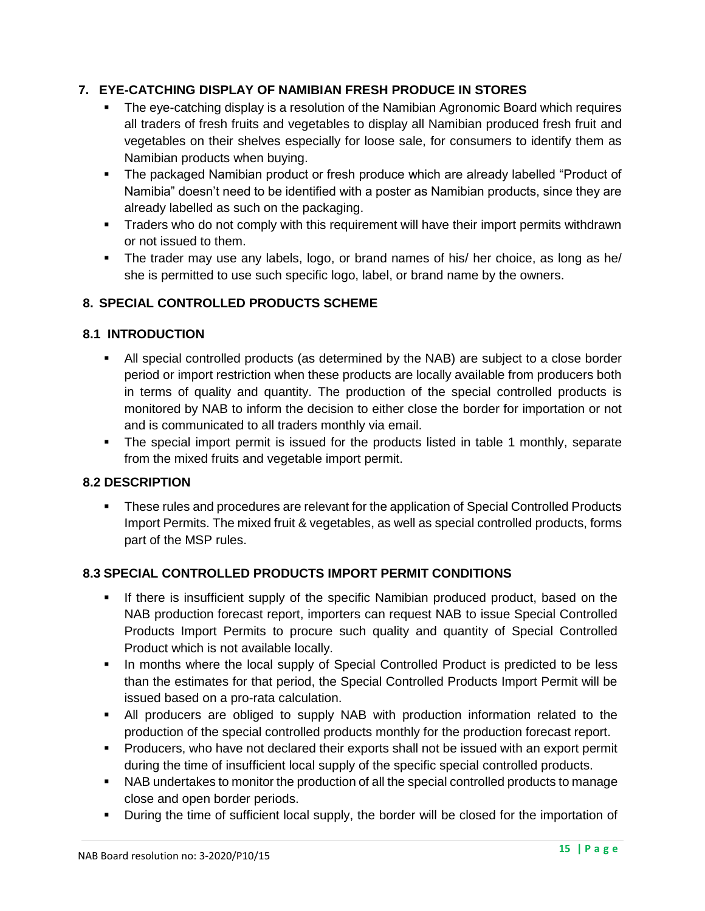## 7. EYE-CATCHING DISPLAY OF NAMIBIAN FRESH PRODUCE IN STORES

- The eye-catching display is a resolution of the Namibian Agronomic Board which requires all traders of fresh fruits and vegetables to display all Namibian produced fresh fruit and vegetables on their shelves especially for loose sale, for consumers to identify them as Namibian products when buying.
- The packaged Namibian product or fresh produce which are already labelled "Product of Namibia" doesn't need to be identified with a poster as Namibian products, since they are already labelled as such on the packaging.
- Traders who do not comply with this requirement will have their import permits withdrawn or not issued to them.
- The trader may use any labels, logo, or brand names of his/ her choice, as long as he/ she is permitted to use such specific logo, label, or brand name by the owners.

## 8. SPECIAL CONTROLLED PRODUCTS SCHEME

### 8.1 INTRODUCTION

- All special controlled products (as determined by the NAB) are subject to a close border period or import restriction when these products are locally available from producers both in terms of quality and quantity. The production of the special controlled products is monitored by NAB to inform the decision to either close the border for importation or not and is communicated to all traders monthly via email.
- The special import permit is issued for the products listed in table 1 monthly, separate from the mixed fruits and vegetable import permit.

### 8.2 DESCRIPTION

- These rules and procedures are relevant for the application of Special Controlled Products Import Permits. The mixed fruit & vegetables, as well as special controlled products, forms part of the MSP rules.

### 8.3 SPECIAL CONTROLLED PRODUCTS IMPORT PERMIT CONDITIONS

- If there is insufficient supply of the specific Namibian produced product, based on the NAB production forecast report, importers can request NAB to issue Special Controlled Products Import Permits to procure such quality and quantity of Special Controlled Product which is not available locally.
- In months where the local supply of Special Controlled Product is predicted to be less than the estimates for that period, the Special Controlled Products Import Permit will be issued based on a pro-rata calculation.
- All producers are obliged to supply NAB with production information related to the production of the special controlled products monthly for the production forecast report.
- Producers, who have not declared their exports shall not be issued with an export permit during the time of insufficient local supply of the specific special controlled products.
- NAB undertakes to monitor the production of all the special controlled products to manage close and open border periods.
- During the time of sufficient local supply, the border will be closed for the importation of

NAB Board resolution no: 3-2020/P10/15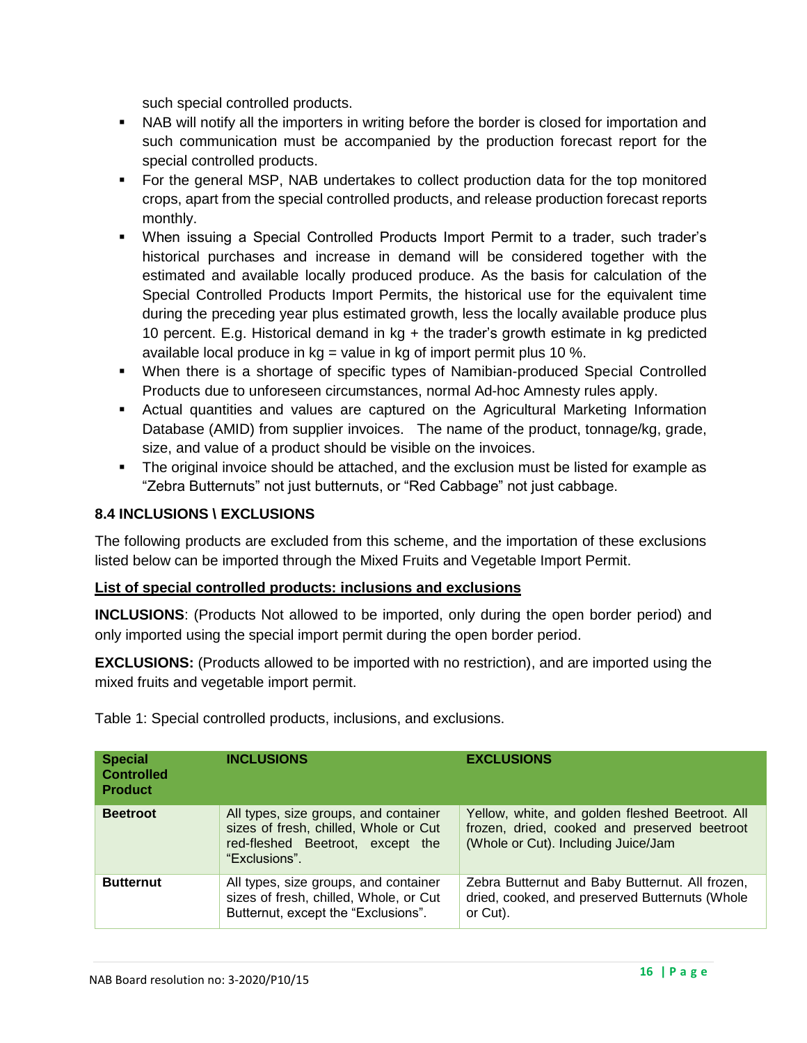such special controlled products.

- NAB will notify all the importers in writing before the border is closed for importation and such communication must be accompanied by the production forecast report for the special controlled products.
- For the general MSP, NAB undertakes to collect production data for the top monitored crops, apart from the special controlled products, and release production forecast reports monthly.
- When issuing a Special Controlled Products Import Permit to a trader, such trader's historical purchases and increase in demand will be considered together with the estimated and available locally produced produce. As the basis for calculation of the Special Controlled Products Import Permits, the historical use for the equivalent time during the preceding year plus estimated growth, less the locally available produce plus 10 percent. E.g. Historical demand in kg + the trader's growth estimate in kg predicted available local produce in kg = value in kg of import permit plus 10 %.
- When there is a shortage of specific types of Namibian-produced Special Controlled Products due to unforeseen circumstances, normal Ad-hoc Amnesty rules apply.
- Actual quantities and values are captured on the Agricultural Marketing Information Database (AMID) from supplier invoices. The name of the product, tonnage/kg, grade, size, and value of a product should be visible on the invoices.
- The original invoice should be attached, and the exclusion must be listed for example as "Zebra Butternuts" not just butternuts, or "Red Cabbage" not just cabbage.

### 8.4 INCLUSIONS \ EXCLUSIONS

The following products are excluded from this scheme, and the importation of these exclusions listed below can be imported through the Mixed Fruits and Vegetable Import Permit.

**List of special controlled products: inclusions and exclusions**

**INCLUSIONS**: (Products Not allowed to be imported, only during the open border period) and only imported using the special import permit during the open border period.

**EXCLUSIONS:** (Products allowed to be imported with no restriction), and are imported using the mixed fruits and vegetable import permit.

Table 1: Special controlled products, inclusions, and exclusions.

| Special Controlled Product | INCLUSIONS | EXCLUSIONS |
|---|---|---|
| **Beetroot** | All types, size groups, and container sizes of fresh, chilled, Whole or Cut red-fleshed Beetroot, except the "Exclusions". | Yellow, white, and golden fleshed Beetroot. All frozen, dried, cooked and preserved beetroot (Whole or Cut). Including Juice/Jam |
| **Butternut** | All types, size groups, and container sizes of fresh, chilled, Whole, or Cut Butternut, except the "Exclusions". | Zebra Butternut and Baby Butternut. All frozen, dried, cooked, and preserved Butternuts (Whole or Cut). |

NAB Board resolution no: 3-2020/P10/15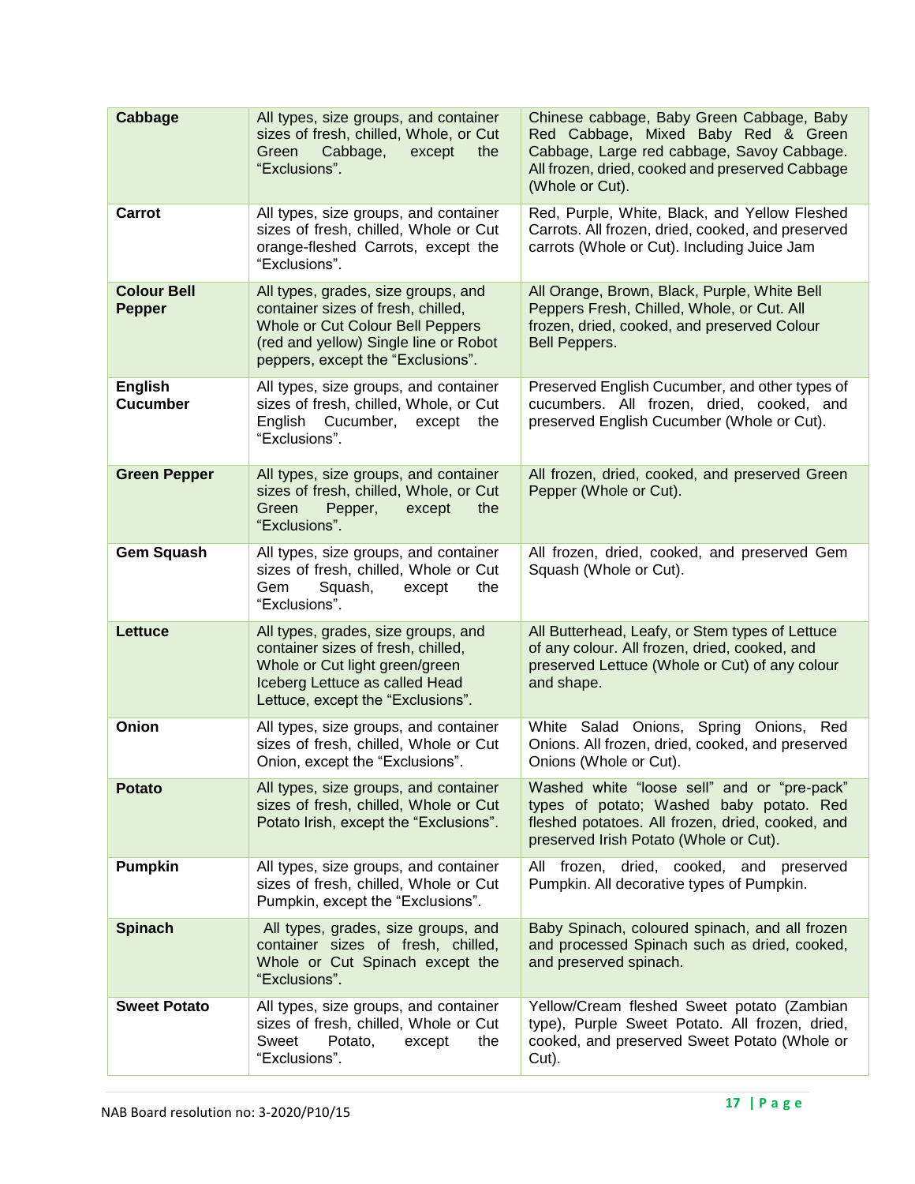| | | |
|---|---|---|
| **Cabbage** | All types, size groups, and container sizes of fresh, chilled, Whole, or Cut Green Cabbage, except the "Exclusions". | Chinese cabbage, Baby Green Cabbage, Baby Red Cabbage, Mixed Baby Red & Green Cabbage, Large red cabbage, Savoy Cabbage. All frozen, dried, cooked and preserved Cabbage (Whole or Cut). |
| **Carrot** | All types, size groups, and container sizes of fresh, chilled, Whole or Cut orange-fleshed Carrots, except the "Exclusions". | Red, Purple, White, Black, and Yellow Fleshed Carrots. All frozen, dried, cooked, and preserved carrots (Whole or Cut). Including Juice Jam |
| **Colour Bell Pepper** | All types, grades, size groups, and container sizes of fresh, chilled, Whole or Cut Colour Bell Peppers (red and yellow) Single line or Robot peppers, except the "Exclusions". | All Orange, Brown, Black, Purple, White Bell Peppers Fresh, Chilled, Whole, or Cut. All frozen, dried, cooked, and preserved Colour Bell Peppers. |
| **English Cucumber** | All types, size groups, and container sizes of fresh, chilled, Whole, or Cut English Cucumber, except the "Exclusions". | Preserved English Cucumber, and other types of cucumbers. All frozen, dried, cooked, and preserved English Cucumber (Whole or Cut). |
| **Green Pepper** | All types, size groups, and container sizes of fresh, chilled, Whole, or Cut Green Pepper, except the "Exclusions". | All frozen, dried, cooked, and preserved Green Pepper (Whole or Cut). |
| **Gem Squash** | All types, size groups, and container sizes of fresh, chilled, Whole or Cut Gem Squash, except the "Exclusions". | All frozen, dried, cooked, and preserved Gem Squash (Whole or Cut). |
| **Lettuce** | All types, grades, size groups, and container sizes of fresh, chilled, Whole or Cut light green/green Iceberg Lettuce as called Head Lettuce, except the "Exclusions". | All Butterhead, Leafy, or Stem types of Lettuce of any colour. All frozen, dried, cooked, and preserved Lettuce (Whole or Cut) of any colour and shape. |
| **Onion** | All types, size groups, and container sizes of fresh, chilled, Whole or Cut Onion, except the "Exclusions". | White Salad Onions, Spring Onions, Red Onions. All frozen, dried, cooked, and preserved Onions (Whole or Cut). |
| **Potato** | All types, size groups, and container sizes of fresh, chilled, Whole or Cut Potato Irish, except the "Exclusions". | Washed white "loose sell" and or "pre-pack" types of potato; Washed baby potato. Red fleshed potatoes. All frozen, dried, cooked, and preserved Irish Potato (Whole or Cut). |
| **Pumpkin** | All types, size groups, and container sizes of fresh, chilled, Whole or Cut Pumpkin, except the "Exclusions". | All frozen, dried, cooked, and preserved Pumpkin. All decorative types of Pumpkin. |
| **Spinach** | All types, grades, size groups, and container sizes of fresh, chilled, Whole or Cut Spinach except the "Exclusions". | Baby Spinach, coloured spinach, and all frozen and processed Spinach such as dried, cooked, and preserved spinach. |
| **Sweet Potato** | All types, size groups, and container sizes of fresh, chilled, Whole or Cut Sweet Potato, except the "Exclusions". | Yellow/Cream fleshed Sweet potato (Zambian type), Purple Sweet Potato. All frozen, dried, cooked, and preserved Sweet Potato (Whole or Cut). |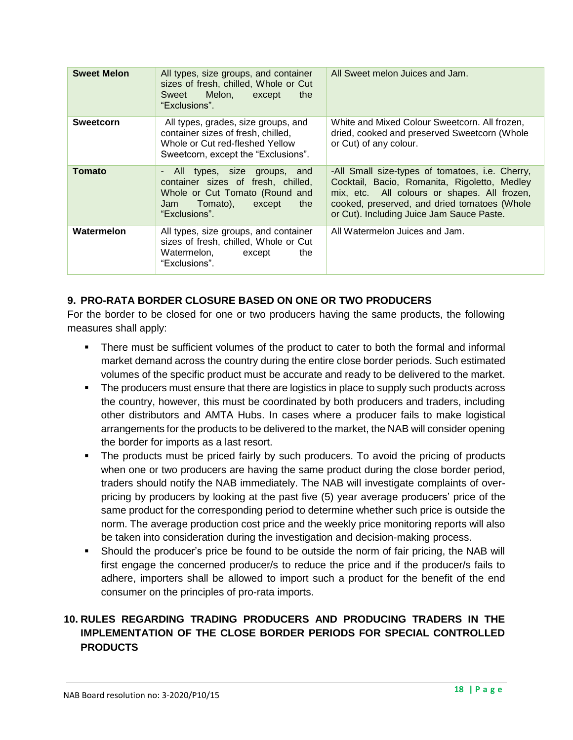| | | |
|---|---|---|
| **Sweet Melon** | All types, size groups, and container sizes of fresh, chilled, Whole or Cut Sweet Melon, except the "Exclusions". | All Sweet melon Juices and Jam. |
| **Sweetcorn** | All types, grades, size groups, and container sizes of fresh, chilled, Whole or Cut red-fleshed Yellow Sweetcorn, except the "Exclusions". | White and Mixed Colour Sweetcorn. All frozen, dried, cooked and preserved Sweetcorn (Whole or Cut) of any colour. |
| **Tomato** | - All types, size groups, and container sizes of fresh, chilled, Whole or Cut Tomato (Round and Jam Tomato), except the "Exclusions". | -All Small size-types of tomatoes, i.e. Cherry, Cocktail, Bacio, Romanita, Rigoletto, Medley mix, etc. All colours or shapes. All frozen, cooked, preserved, and dried tomatoes (Whole or Cut). Including Juice Jam Sauce Paste. |
| **Watermelon** | All types, size groups, and container sizes of fresh, chilled, Whole or Cut Watermelon, except the "Exclusions". | All Watermelon Juices and Jam. |

## 9. PRO-RATA BORDER CLOSURE BASED ON ONE OR TWO PRODUCERS

For the border to be closed for one or two producers having the same products, the following measures shall apply:

- There must be sufficient volumes of the product to cater to both the formal and informal market demand across the country during the entire close border periods. Such estimated volumes of the specific product must be accurate and ready to be delivered to the market.
- The producers must ensure that there are logistics in place to supply such products across the country, however, this must be coordinated by both producers and traders, including other distributors and AMTA Hubs. In cases where a producer fails to make logistical arrangements for the products to be delivered to the market, the NAB will consider opening the border for imports as a last resort.
- The products must be priced fairly by such producers. To avoid the pricing of products when one or two producers are having the same product during the close border period, traders should notify the NAB immediately. The NAB will investigate complaints of over-pricing by producers by looking at the past five (5) year average producers' price of the same product for the corresponding period to determine whether such price is outside the norm. The average production cost price and the weekly price monitoring reports will also be taken into consideration during the investigation and decision-making process.
- Should the producer's price be found to be outside the norm of fair pricing, the NAB will first engage the concerned producer/s to reduce the price and if the producer/s fails to adhere, importers shall be allowed to import such a product for the benefit of the end consumer on the principles of pro-rata imports.

## 10. RULES REGARDING TRADING PRODUCERS AND PRODUCING TRADERS IN THE IMPLEMENTATION OF THE CLOSE BORDER PERIODS FOR SPECIAL CONTROLLED PRODUCTS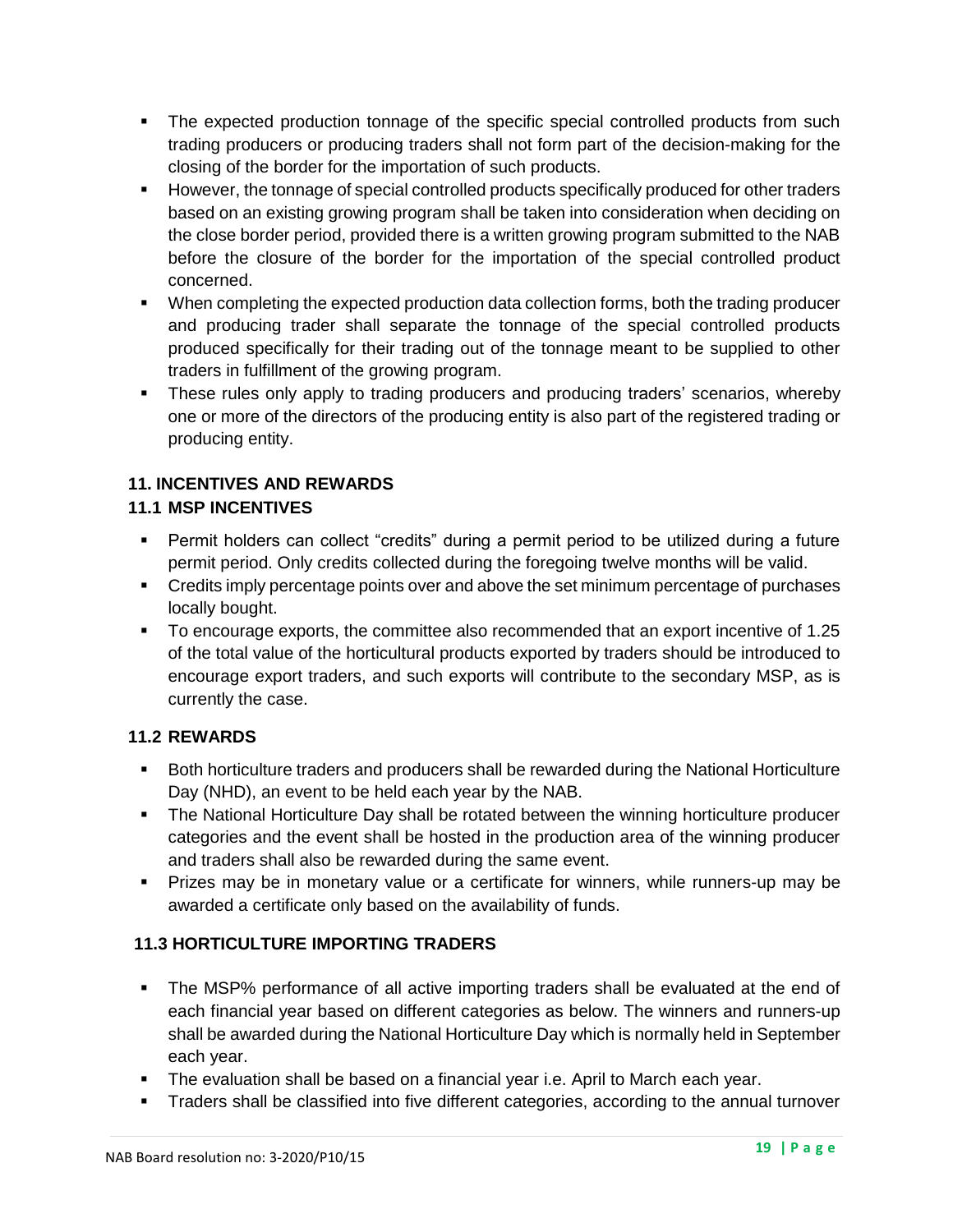- The expected production tonnage of the specific special controlled products from such trading producers or producing traders shall not form part of the decision-making for the closing of the border for the importation of such products.
- However, the tonnage of special controlled products specifically produced for other traders based on an existing growing program shall be taken into consideration when deciding on the close border period, provided there is a written growing program submitted to the NAB before the closure of the border for the importation of the special controlled product concerned.
- When completing the expected production data collection forms, both the trading producer and producing trader shall separate the tonnage of the special controlled products produced specifically for their trading out of the tonnage meant to be supplied to other traders in fulfillment of the growing program.
- These rules only apply to trading producers and producing traders' scenarios, whereby one or more of the directors of the producing entity is also part of the registered trading or producing entity.

## 11. INCENTIVES AND REWARDS

### 11.1 MSP INCENTIVES

- Permit holders can collect "credits" during a permit period to be utilized during a future permit period. Only credits collected during the foregoing twelve months will be valid.
- Credits imply percentage points over and above the set minimum percentage of purchases locally bought.
- To encourage exports, the committee also recommended that an export incentive of 1.25 of the total value of the horticultural products exported by traders should be introduced to encourage export traders, and such exports will contribute to the secondary MSP, as is currently the case.

### 11.2 REWARDS

- Both horticulture traders and producers shall be rewarded during the National Horticulture Day (NHD), an event to be held each year by the NAB.
- The National Horticulture Day shall be rotated between the winning horticulture producer categories and the event shall be hosted in the production area of the winning producer and traders shall also be rewarded during the same event.
- Prizes may be in monetary value or a certificate for winners, while runners-up may be awarded a certificate only based on the availability of funds.

### 11.3 HORTICULTURE IMPORTING TRADERS

- The MSP% performance of all active importing traders shall be evaluated at the end of each financial year based on different categories as below. The winners and runners-up shall be awarded during the National Horticulture Day which is normally held in September each year.
- The evaluation shall be based on a financial year i.e. April to March each year.
- Traders shall be classified into five different categories, according to the annual turnover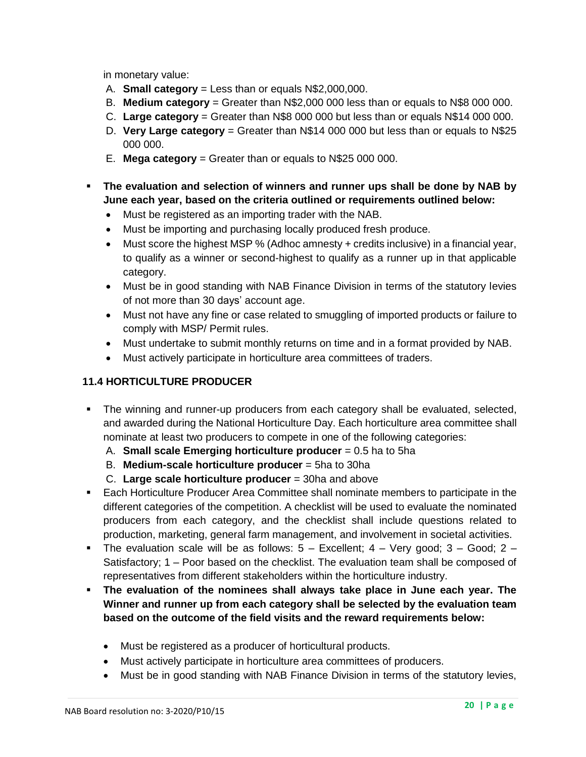in monetary value:

A. **Small category** = Less than or equals N$2,000,000.
B. **Medium category** = Greater than N$2,000 000 less than or equals to N$8 000 000.
C. **Large category** = Greater than N$8 000 000 but less than or equals N$14 000 000.
D. **Very Large category** = Greater than N$14 000 000 but less than or equals to N$25 000 000.
E. **Mega category** = Greater than or equals to N$25 000 000.

- **The evaluation and selection of winners and runner ups shall be done by NAB by June each year, based on the criteria outlined or requirements outlined below:**
  - Must be registered as an importing trader with the NAB.
  - Must be importing and purchasing locally produced fresh produce.
  - Must score the highest MSP % (Adhoc amnesty + credits inclusive) in a financial year, to qualify as a winner or second-highest to qualify as a runner up in that applicable category.
  - Must be in good standing with NAB Finance Division in terms of the statutory levies of not more than 30 days' account age.
  - Must not have any fine or case related to smuggling of imported products or failure to comply with MSP/ Permit rules.
  - Must undertake to submit monthly returns on time and in a format provided by NAB.
  - Must actively participate in horticulture area committees of traders.

### 11.4 HORTICULTURE PRODUCER

- The winning and runner-up producers from each category shall be evaluated, selected, and awarded during the National Horticulture Day. Each horticulture area committee shall nominate at least two producers to compete in one of the following categories:
  A. **Small scale Emerging horticulture producer** = 0.5 ha to 5ha
  B. **Medium-scale horticulture producer** = 5ha to 30ha
  C. **Large scale horticulture producer** = 30ha and above
- Each Horticulture Producer Area Committee shall nominate members to participate in the different categories of the competition. A checklist will be used to evaluate the nominated producers from each category, and the checklist shall include questions related to production, marketing, general farm management, and involvement in societal activities.
- The evaluation scale will be as follows: 5 – Excellent; 4 – Very good; 3 – Good; 2 – Satisfactory; 1 – Poor based on the checklist. The evaluation team shall be composed of representatives from different stakeholders within the horticulture industry.
- **The evaluation of the nominees shall always take place in June each year. The Winner and runner up from each category shall be selected by the evaluation team based on the outcome of the field visits and the reward requirements below:**
  - Must be registered as a producer of horticultural products.
  - Must actively participate in horticulture area committees of producers.
  - Must be in good standing with NAB Finance Division in terms of the statutory levies,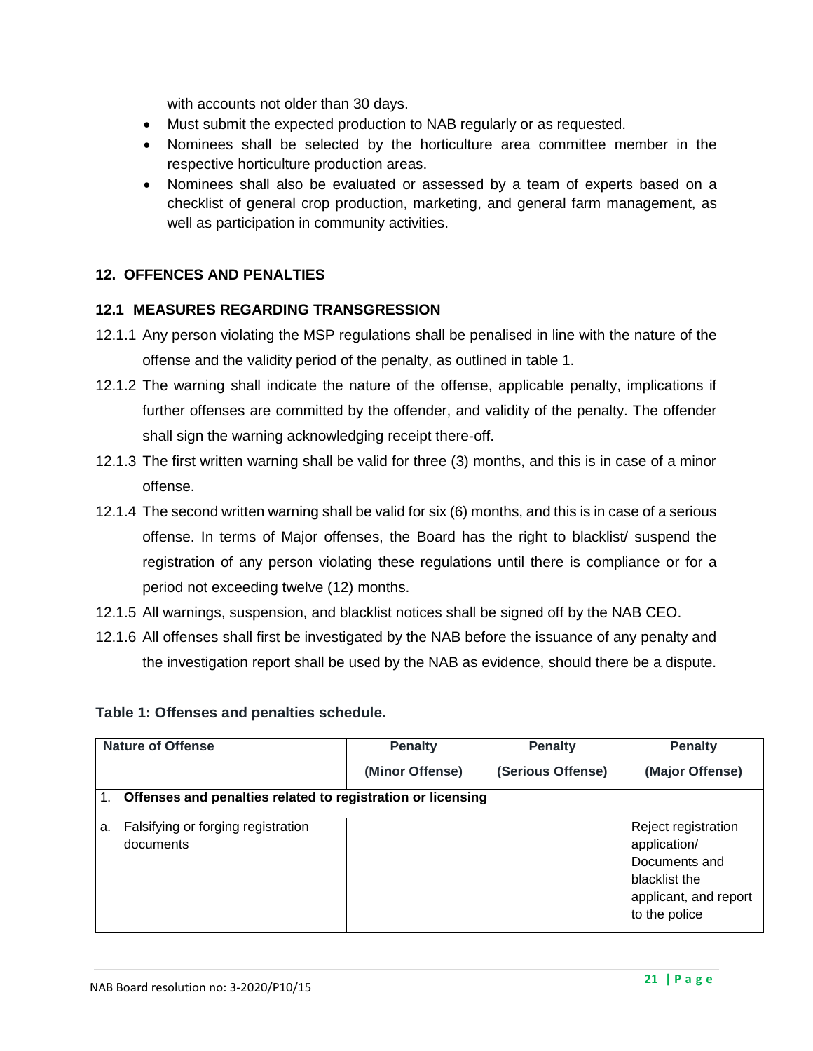with accounts not older than 30 days.

- Must submit the expected production to NAB regularly or as requested.
- Nominees shall be selected by the horticulture area committee member in the respective horticulture production areas.
- Nominees shall also be evaluated or assessed by a team of experts based on a checklist of general crop production, marketing, and general farm management, as well as participation in community activities.

## 12. OFFENCES AND PENALTIES

### 12.1 MEASURES REGARDING TRANSGRESSION

12.1.1 Any person violating the MSP regulations shall be penalised in line with the nature of the offense and the validity period of the penalty, as outlined in table 1.

12.1.2 The warning shall indicate the nature of the offense, applicable penalty, implications if further offenses are committed by the offender, and validity of the penalty. The offender shall sign the warning acknowledging receipt there-off.

12.1.3 The first written warning shall be valid for three (3) months, and this is in case of a minor offense.

12.1.4 The second written warning shall be valid for six (6) months, and this is in case of a serious offense. In terms of Major offenses, the Board has the right to blacklist/ suspend the registration of any person violating these regulations until there is compliance or for a period not exceeding twelve (12) months.

12.1.5 All warnings, suspension, and blacklist notices shall be signed off by the NAB CEO.

12.1.6 All offenses shall first be investigated by the NAB before the issuance of any penalty and the investigation report shall be used by the NAB as evidence, should there be a dispute.

**Table 1: Offenses and penalties schedule.**

| Nature of Offense | Penalty (Minor Offense) | Penalty (Serious Offense) | Penalty (Major Offense) |
|---|---|---|---|
| **1. Offenses and penalties related to registration or licensing** | | | |
| a. Falsifying or forging registration documents | | | Reject registration application/ Documents and blacklist the applicant, and report to the police |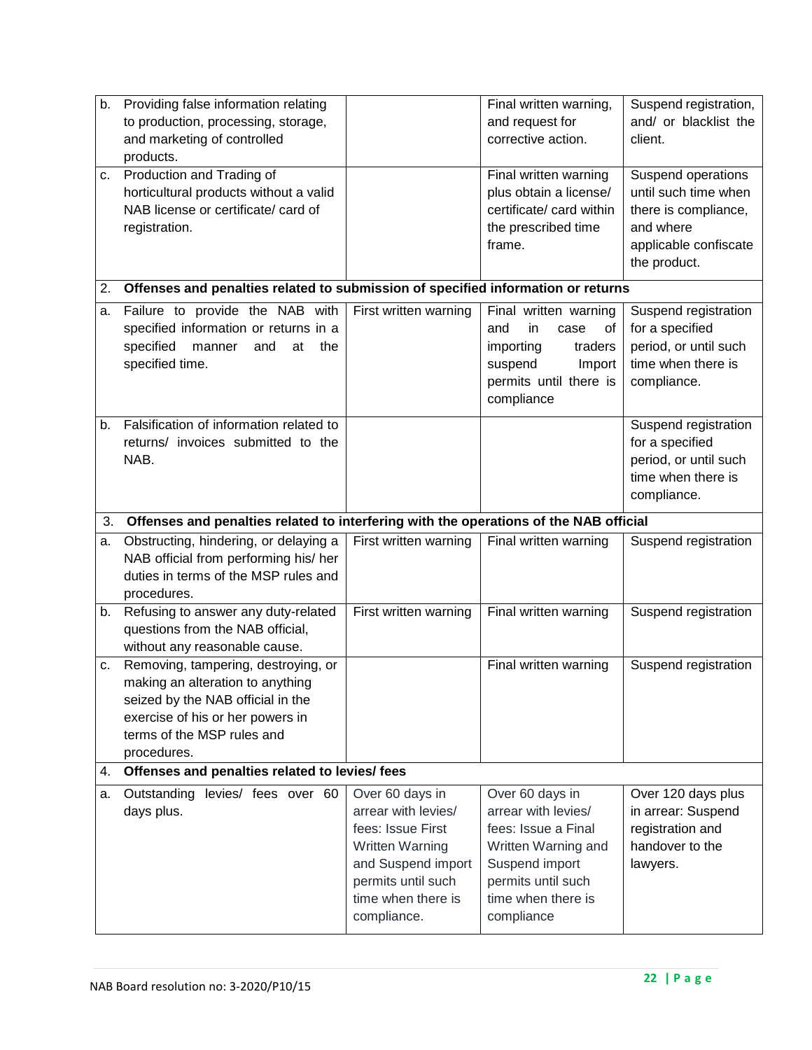| | | | |
|---|---|---|---|
| b. Providing false information relating to production, processing, storage, and marketing of controlled products. | | Final written warning, and request for corrective action. | Suspend registration, and/ or blacklist the client. |
| c. Production and Trading of horticultural products without a valid NAB license or certificate/ card of registration. | | Final written warning plus obtain a license/ certificate/ card within the prescribed time frame. | Suspend operations until such time when there is compliance, and where applicable confiscate the product. |
| **2. Offenses and penalties related to submission of specified information or returns** | | | |
| a. Failure to provide the NAB with specified information or returns in a specified manner and at the specified time. | First written warning | Final written warning and in case of importing traders suspend Import permits until there is compliance | Suspend registration for a specified period, or until such time when there is compliance. |
| b. Falsification of information related to returns/ invoices submitted to the NAB. | | | Suspend registration for a specified period, or until such time when there is compliance. |
| **3. Offenses and penalties related to interfering with the operations of the NAB official** | | | |
| a. Obstructing, hindering, or delaying a NAB official from performing his/ her duties in terms of the MSP rules and procedures. | First written warning | Final written warning | Suspend registration |
| b. Refusing to answer any duty-related questions from the NAB official, without any reasonable cause. | First written warning | Final written warning | Suspend registration |
| c. Removing, tampering, destroying, or making an alteration to anything seized by the NAB official in the exercise of his or her powers in terms of the MSP rules and procedures. | | Final written warning | Suspend registration |
| **4. Offenses and penalties related to levies/ fees** | | | |
| a. Outstanding levies/ fees over 60 days plus. | Over 60 days in arrear with levies/ fees: Issue First Written Warning and Suspend import permits until such time when there is compliance. | Over 60 days in arrear with levies/ fees: Issue a Final Written Warning and Suspend import permits until such time when there is compliance | Over 120 days plus in arrear: Suspend registration and handover to the lawyers. |

NAB Board resolution no: 3-2020/P10/15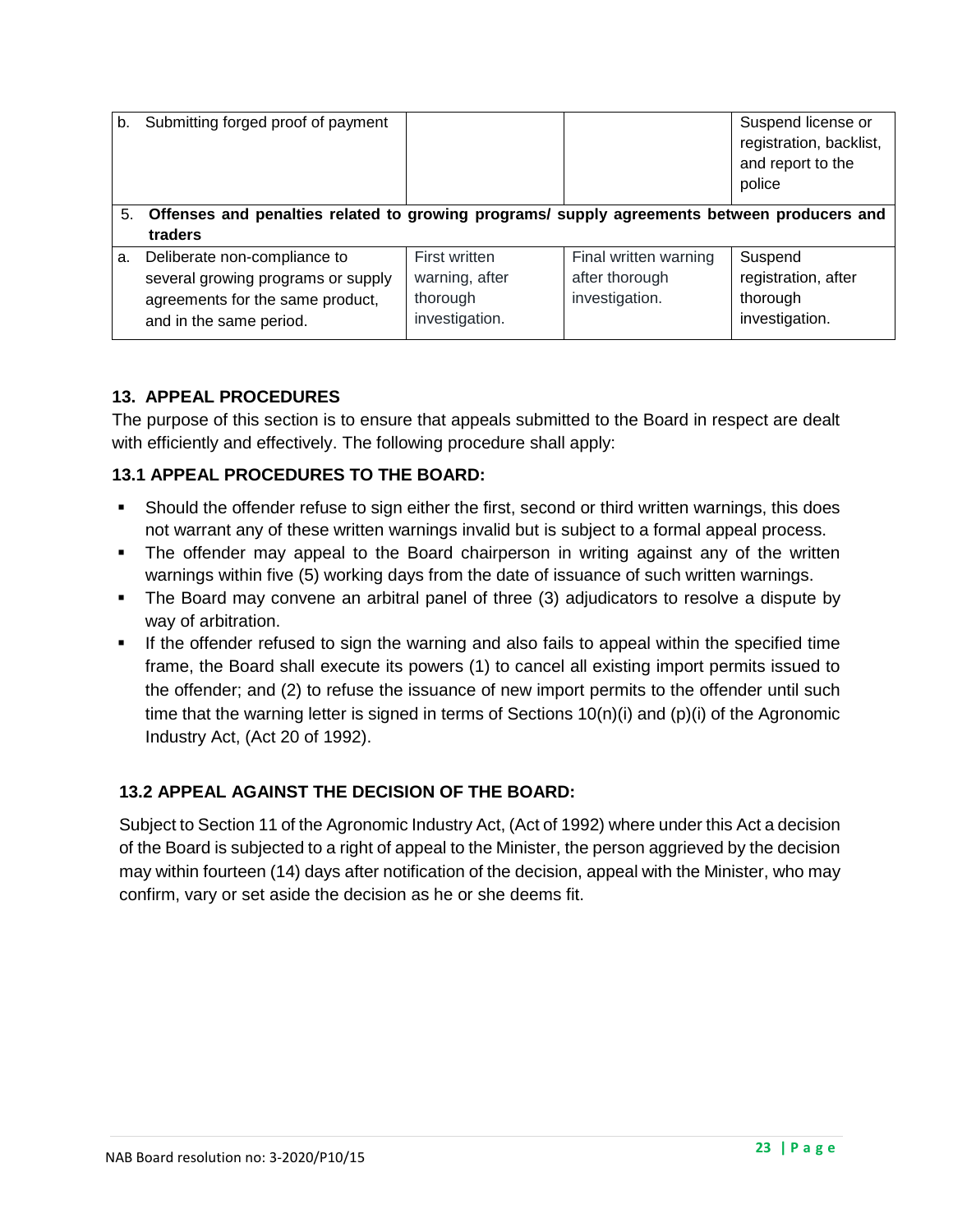| | | | |
|---|---|---|---|
| b. Submitting forged proof of payment | | | Suspend license or registration, backlist, and report to the police |
| **5. Offenses and penalties related to growing programs/ supply agreements between producers and traders** | | | |
| a. Deliberate non-compliance to several growing programs or supply agreements for the same product, and in the same period. | First written warning, after thorough investigation. | Final written warning after thorough investigation. | Suspend registration, after thorough investigation. |

## 13. APPEAL PROCEDURES

The purpose of this section is to ensure that appeals submitted to the Board in respect are dealt with efficiently and effectively. The following procedure shall apply:

### 13.1 APPEAL PROCEDURES TO THE BOARD:

- Should the offender refuse to sign either the first, second or third written warnings, this does not warrant any of these written warnings invalid but is subject to a formal appeal process.
- The offender may appeal to the Board chairperson in writing against any of the written warnings within five (5) working days from the date of issuance of such written warnings.
- The Board may convene an arbitral panel of three (3) adjudicators to resolve a dispute by way of arbitration.
- If the offender refused to sign the warning and also fails to appeal within the specified time frame, the Board shall execute its powers (1) to cancel all existing import permits issued to the offender; and (2) to refuse the issuance of new import permits to the offender until such time that the warning letter is signed in terms of Sections 10(n)(i) and (p)(i) of the Agronomic Industry Act, (Act 20 of 1992).

### 13.2 APPEAL AGAINST THE DECISION OF THE BOARD:

Subject to Section 11 of the Agronomic Industry Act, (Act of 1992) where under this Act a decision of the Board is subjected to a right of appeal to the Minister, the person aggrieved by the decision may within fourteen (14) days after notification of the decision, appeal with the Minister, who may confirm, vary or set aside the decision as he or she deems fit.